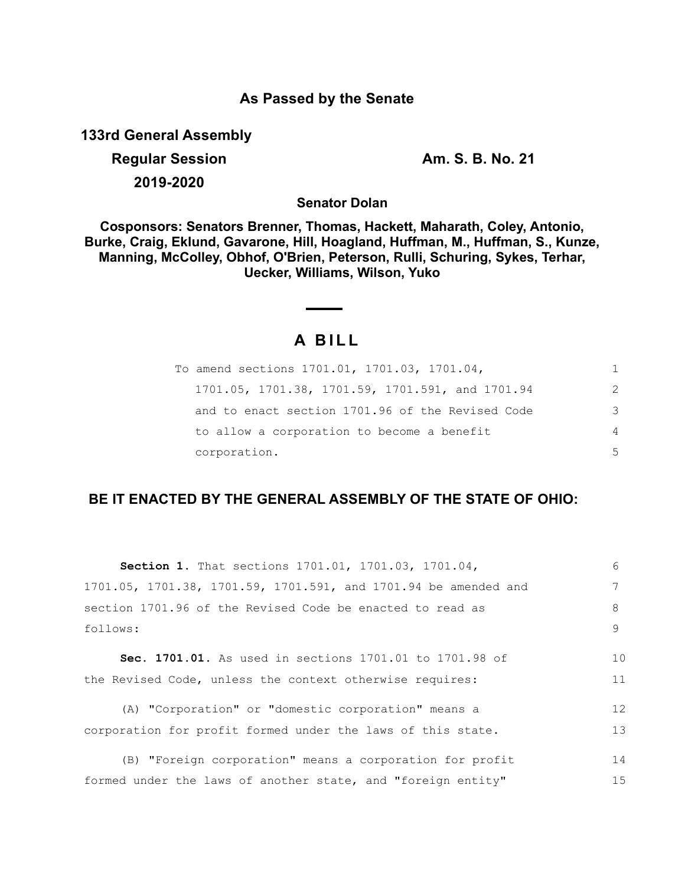# As Passed by the Senate

**133rd General Assembly**

**Regular Session** **Am. S. B. No. 21**

**2019-2020**

**Senator Dolan**

**Cosponsors: Senators Brenner, Thomas, Hackett, Maharath, Coley, Antonio, Burke, Craig, Eklund, Gavarone, Hill, Hoagland, Huffman, M., Huffman, S., Kunze, Manning, McColley, Obhof, O'Brien, Peterson, Rulli, Schuring, Sykes, Terhar, Uecker, Williams, Wilson, Yuko**

## A BILL

To amend sections 1701.01, 1701.03, 1701.04, 1701.05, 1701.38, 1701.59, 1701.591, and 1701.94 and to enact section 1701.96 of the Revised Code to allow a corporation to become a benefit corporation.

**BE IT ENACTED BY THE GENERAL ASSEMBLY OF THE STATE OF OHIO:**

**Section 1.** That sections 1701.01, 1701.03, 1701.04, 1701.05, 1701.38, 1701.59, 1701.591, and 1701.94 be amended and section 1701.96 of the Revised Code be enacted to read as follows:

**Sec. 1701.01.** As used in sections 1701.01 to 1701.98 of the Revised Code, unless the context otherwise requires:

(A) "Corporation" or "domestic corporation" means a corporation for profit formed under the laws of this state.

(B) "Foreign corporation" means a corporation for profit formed under the laws of another state, and "foreign entity"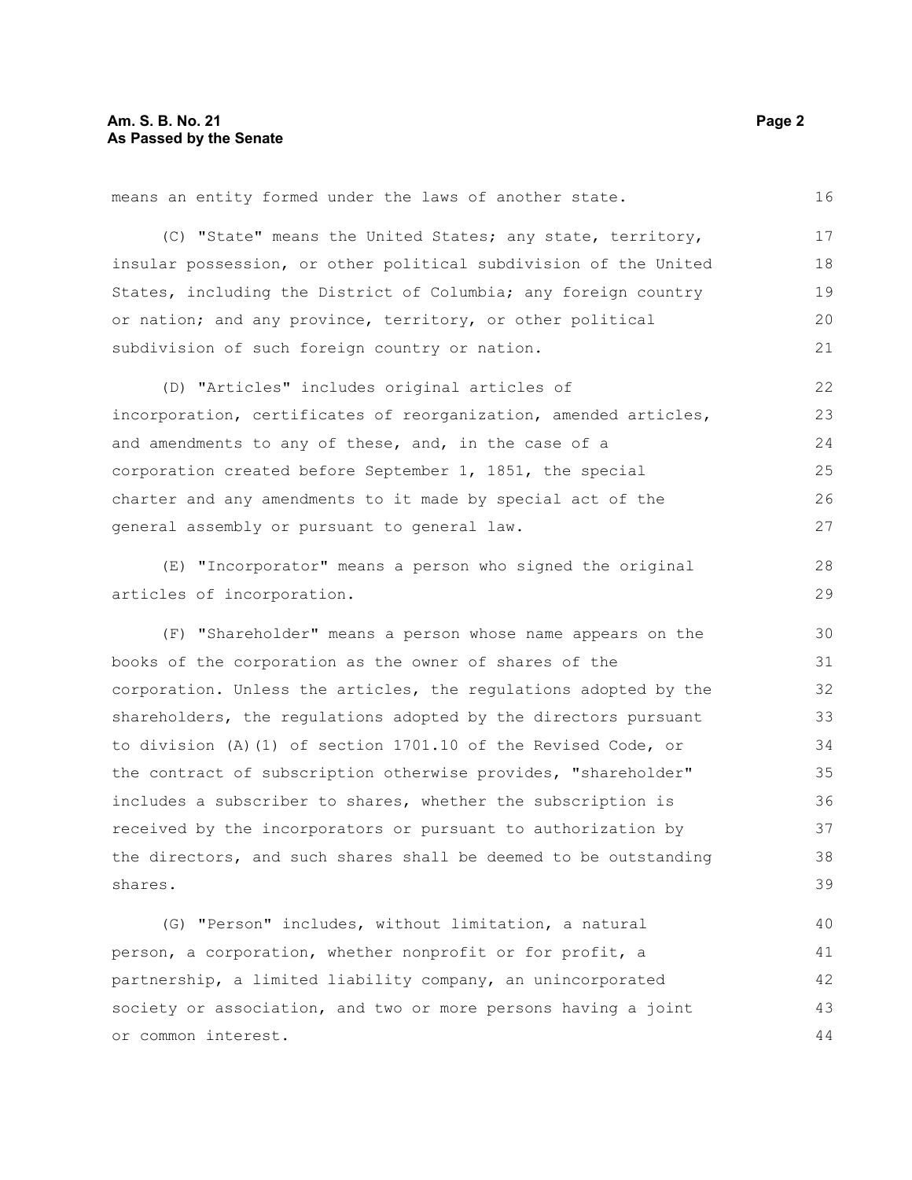means an entity formed under the laws of another state.

(C) "State" means the United States; any state, territory, insular possession, or other political subdivision of the United States, including the District of Columbia; any foreign country or nation; and any province, territory, or other political subdivision of such foreign country or nation.

(D) "Articles" includes original articles of incorporation, certificates of reorganization, amended articles, and amendments to any of these, and, in the case of a corporation created before September 1, 1851, the special charter and any amendments to it made by special act of the general assembly or pursuant to general law.

(E) "Incorporator" means a person who signed the original articles of incorporation.

(F) "Shareholder" means a person whose name appears on the books of the corporation as the owner of shares of the corporation. Unless the articles, the regulations adopted by the shareholders, the regulations adopted by the directors pursuant to division (A)(1) of section 1701.10 of the Revised Code, or the contract of subscription otherwise provides, "shareholder" includes a subscriber to shares, whether the subscription is received by the incorporators or pursuant to authorization by the directors, and such shares shall be deemed to be outstanding shares.

(G) "Person" includes, without limitation, a natural person, a corporation, whether nonprofit or for profit, a partnership, a limited liability company, an unincorporated society or association, and two or more persons having a joint or common interest.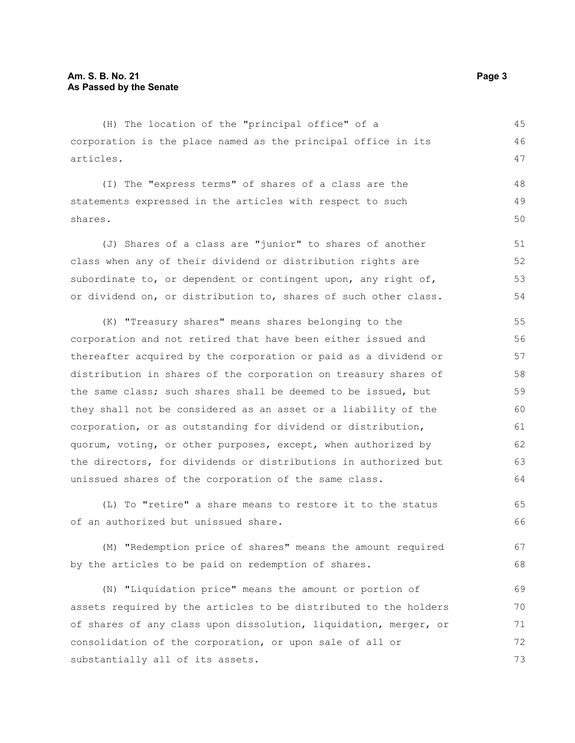(H) The location of the "principal office" of a corporation is the place named as the principal office in its articles.

(I) The "express terms" of shares of a class are the statements expressed in the articles with respect to such shares.

(J) Shares of a class are "junior" to shares of another class when any of their dividend or distribution rights are subordinate to, or dependent or contingent upon, any right of, or dividend on, or distribution to, shares of such other class.

(K) "Treasury shares" means shares belonging to the corporation and not retired that have been either issued and thereafter acquired by the corporation or paid as a dividend or distribution in shares of the corporation on treasury shares of the same class; such shares shall be deemed to be issued, but they shall not be considered as an asset or a liability of the corporation, or as outstanding for dividend or distribution, quorum, voting, or other purposes, except, when authorized by the directors, for dividends or distributions in authorized but unissued shares of the corporation of the same class.

(L) To "retire" a share means to restore it to the status of an authorized but unissued share.

(M) "Redemption price of shares" means the amount required by the articles to be paid on redemption of shares.

(N) "Liquidation price" means the amount or portion of assets required by the articles to be distributed to the holders of shares of any class upon dissolution, liquidation, merger, or consolidation of the corporation, or upon sale of all or substantially all of its assets.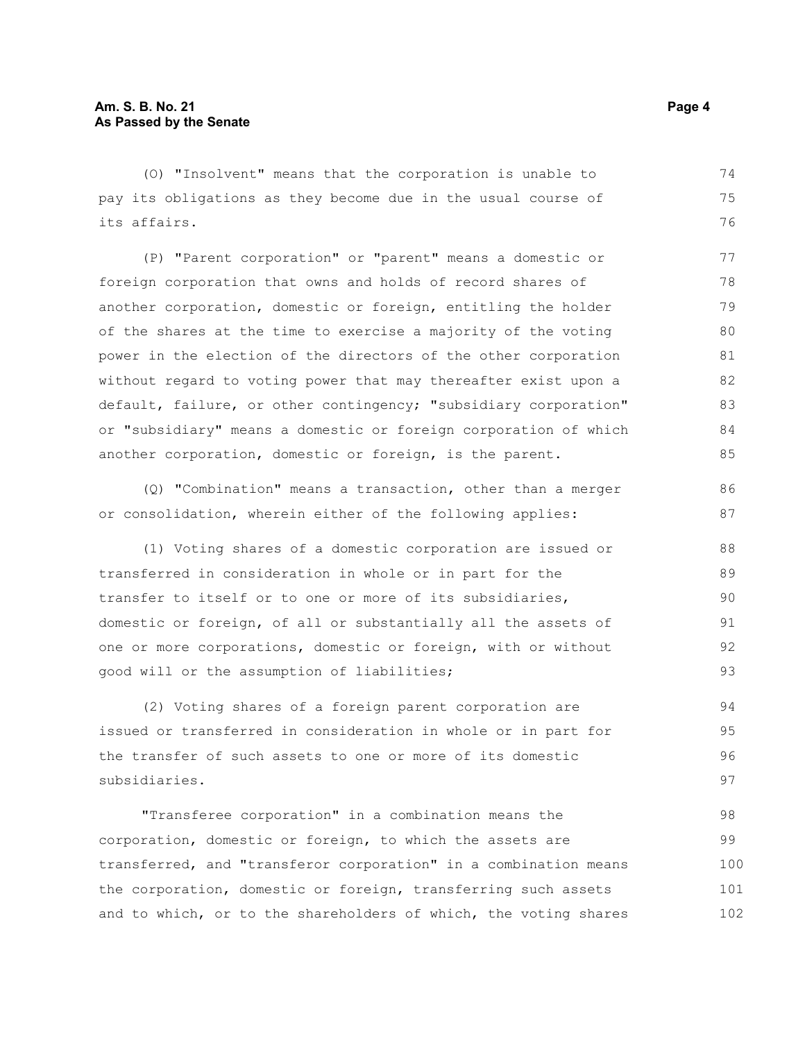(O) "Insolvent" means that the corporation is unable to pay its obligations as they become due in the usual course of its affairs.

(P) "Parent corporation" or "parent" means a domestic or foreign corporation that owns and holds of record shares of another corporation, domestic or foreign, entitling the holder of the shares at the time to exercise a majority of the voting power in the election of the directors of the other corporation without regard to voting power that may thereafter exist upon a default, failure, or other contingency; "subsidiary corporation" or "subsidiary" means a domestic or foreign corporation of which another corporation, domestic or foreign, is the parent.

(Q) "Combination" means a transaction, other than a merger or consolidation, wherein either of the following applies:

(1) Voting shares of a domestic corporation are issued or transferred in consideration in whole or in part for the transfer to itself or to one or more of its subsidiaries, domestic or foreign, of all or substantially all the assets of one or more corporations, domestic or foreign, with or without good will or the assumption of liabilities;

(2) Voting shares of a foreign parent corporation are issued or transferred in consideration in whole or in part for the transfer of such assets to one or more of its domestic subsidiaries.

"Transferee corporation" in a combination means the corporation, domestic or foreign, to which the assets are transferred, and "transferor corporation" in a combination means the corporation, domestic or foreign, transferring such assets and to which, or to the shareholders of which, the voting shares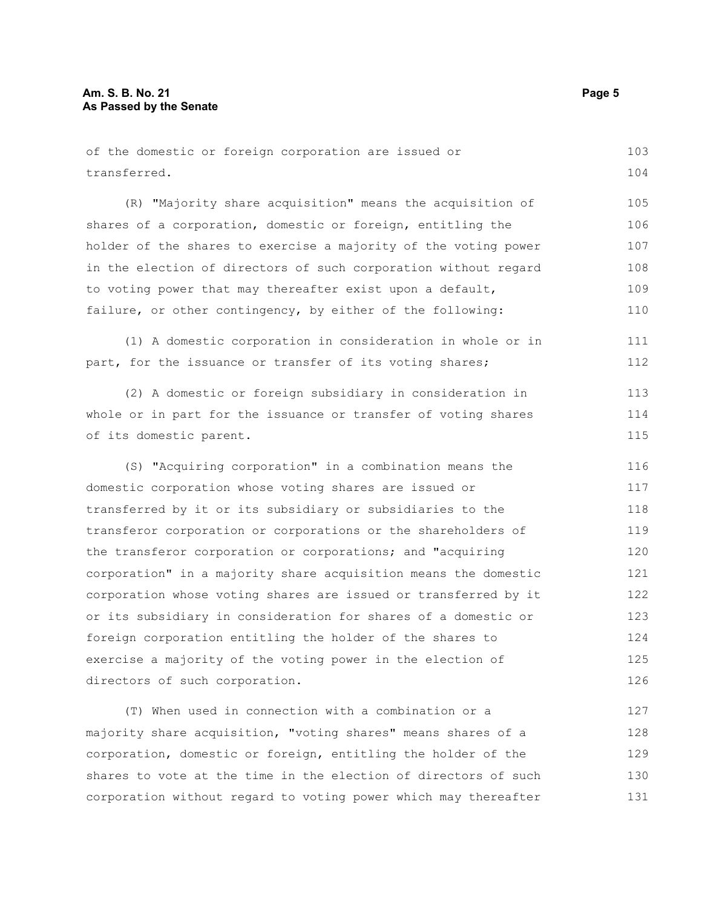of the domestic or foreign corporation are issued or transferred.

(R) "Majority share acquisition" means the acquisition of shares of a corporation, domestic or foreign, entitling the holder of the shares to exercise a majority of the voting power in the election of directors of such corporation without regard to voting power that may thereafter exist upon a default, failure, or other contingency, by either of the following:

(1) A domestic corporation in consideration in whole or in part, for the issuance or transfer of its voting shares;

(2) A domestic or foreign subsidiary in consideration in whole or in part for the issuance or transfer of voting shares of its domestic parent.

(S) "Acquiring corporation" in a combination means the domestic corporation whose voting shares are issued or transferred by it or its subsidiary or subsidiaries to the transferor corporation or corporations or the shareholders of the transferor corporation or corporations; and "acquiring corporation" in a majority share acquisition means the domestic corporation whose voting shares are issued or transferred by it or its subsidiary in consideration for shares of a domestic or foreign corporation entitling the holder of the shares to exercise a majority of the voting power in the election of directors of such corporation.

(T) When used in connection with a combination or a majority share acquisition, "voting shares" means shares of a corporation, domestic or foreign, entitling the holder of the shares to vote at the time in the election of directors of such corporation without regard to voting power which may thereafter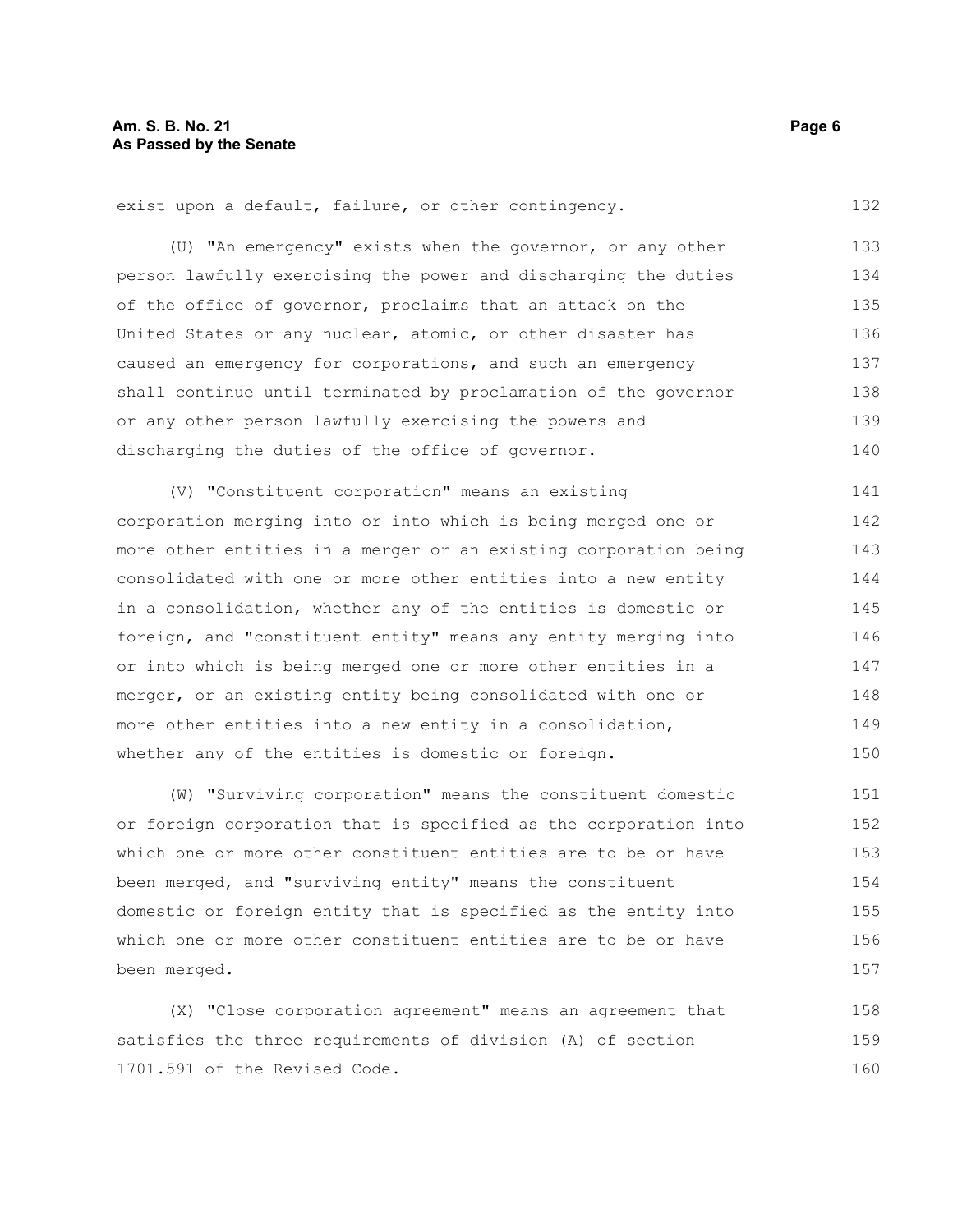exist upon a default, failure, or other contingency.

(U) "An emergency" exists when the governor, or any other person lawfully exercising the power and discharging the duties of the office of governor, proclaims that an attack on the United States or any nuclear, atomic, or other disaster has caused an emergency for corporations, and such an emergency shall continue until terminated by proclamation of the governor or any other person lawfully exercising the powers and discharging the duties of the office of governor.

(V) "Constituent corporation" means an existing corporation merging into or into which is being merged one or more other entities in a merger or an existing corporation being consolidated with one or more other entities into a new entity in a consolidation, whether any of the entities is domestic or foreign, and "constituent entity" means any entity merging into or into which is being merged one or more other entities in a merger, or an existing entity being consolidated with one or more other entities into a new entity in a consolidation, whether any of the entities is domestic or foreign.

(W) "Surviving corporation" means the constituent domestic or foreign corporation that is specified as the corporation into which one or more other constituent entities are to be or have been merged, and "surviving entity" means the constituent domestic or foreign entity that is specified as the entity into which one or more other constituent entities are to be or have been merged.

(X) "Close corporation agreement" means an agreement that satisfies the three requirements of division (A) of section 1701.591 of the Revised Code.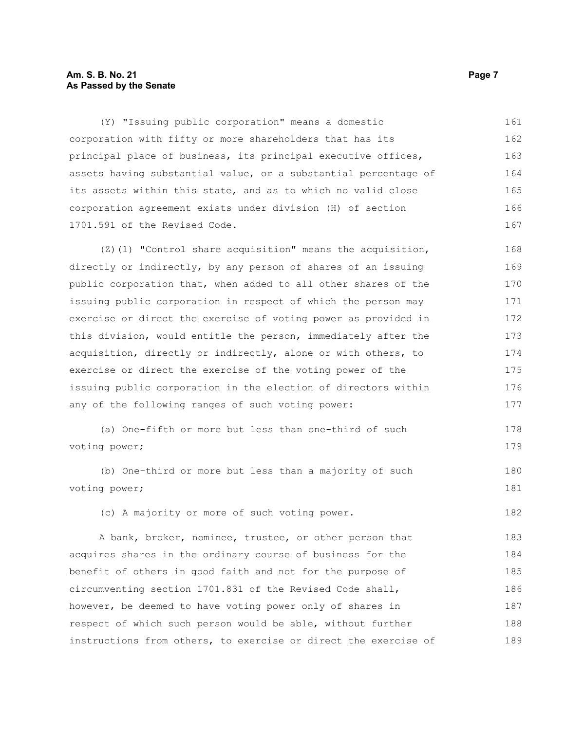(Y) "Issuing public corporation" means a domestic corporation with fifty or more shareholders that has its principal place of business, its principal executive offices, assets having substantial value, or a substantial percentage of its assets within this state, and as to which no valid close corporation agreement exists under division (H) of section 1701.591 of the Revised Code.

(Z)(1) "Control share acquisition" means the acquisition, directly or indirectly, by any person of shares of an issuing public corporation that, when added to all other shares of the issuing public corporation in respect of which the person may exercise or direct the exercise of voting power as provided in this division, would entitle the person, immediately after the acquisition, directly or indirectly, alone or with others, to exercise or direct the exercise of the voting power of the issuing public corporation in the election of directors within any of the following ranges of such voting power:

(a) One-fifth or more but less than one-third of such voting power;

(b) One-third or more but less than a majority of such voting power;

(c) A majority or more of such voting power.

A bank, broker, nominee, trustee, or other person that acquires shares in the ordinary course of business for the benefit of others in good faith and not for the purpose of circumventing section 1701.831 of the Revised Code shall, however, be deemed to have voting power only of shares in respect of which such person would be able, without further instructions from others, to exercise or direct the exercise of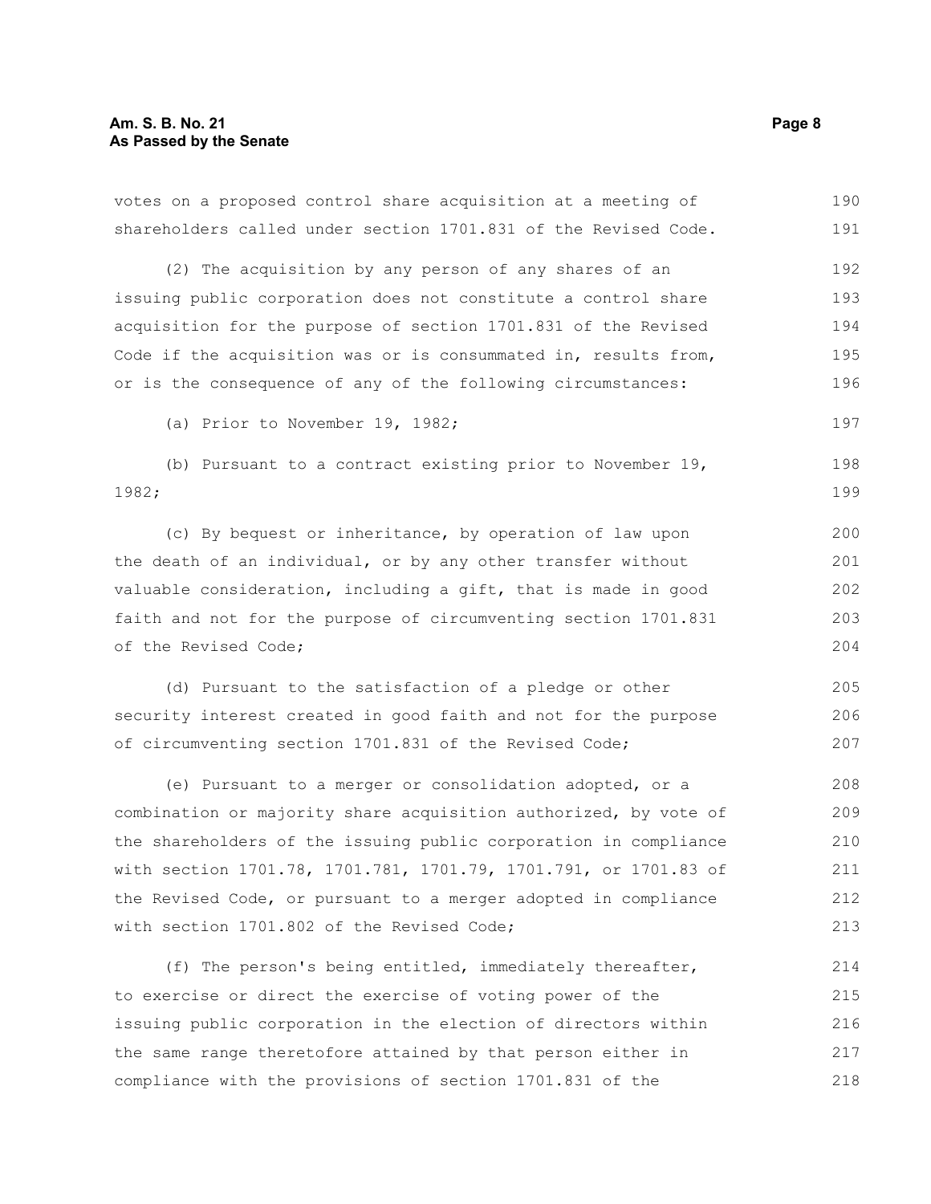votes on a proposed control share acquisition at a meeting of shareholders called under section 1701.831 of the Revised Code.

(2) The acquisition by any person of any shares of an issuing public corporation does not constitute a control share acquisition for the purpose of section 1701.831 of the Revised Code if the acquisition was or is consummated in, results from, or is the consequence of any of the following circumstances:

(a) Prior to November 19, 1982;

(b) Pursuant to a contract existing prior to November 19, 1982;

(c) By bequest or inheritance, by operation of law upon the death of an individual, or by any other transfer without valuable consideration, including a gift, that is made in good faith and not for the purpose of circumventing section 1701.831 of the Revised Code;

(d) Pursuant to the satisfaction of a pledge or other security interest created in good faith and not for the purpose of circumventing section 1701.831 of the Revised Code;

(e) Pursuant to a merger or consolidation adopted, or a combination or majority share acquisition authorized, by vote of the shareholders of the issuing public corporation in compliance with section 1701.78, 1701.781, 1701.79, 1701.791, or 1701.83 of the Revised Code, or pursuant to a merger adopted in compliance with section 1701.802 of the Revised Code;

(f) The person's being entitled, immediately thereafter, to exercise or direct the exercise of voting power of the issuing public corporation in the election of directors within the same range theretofore attained by that person either in compliance with the provisions of section 1701.831 of the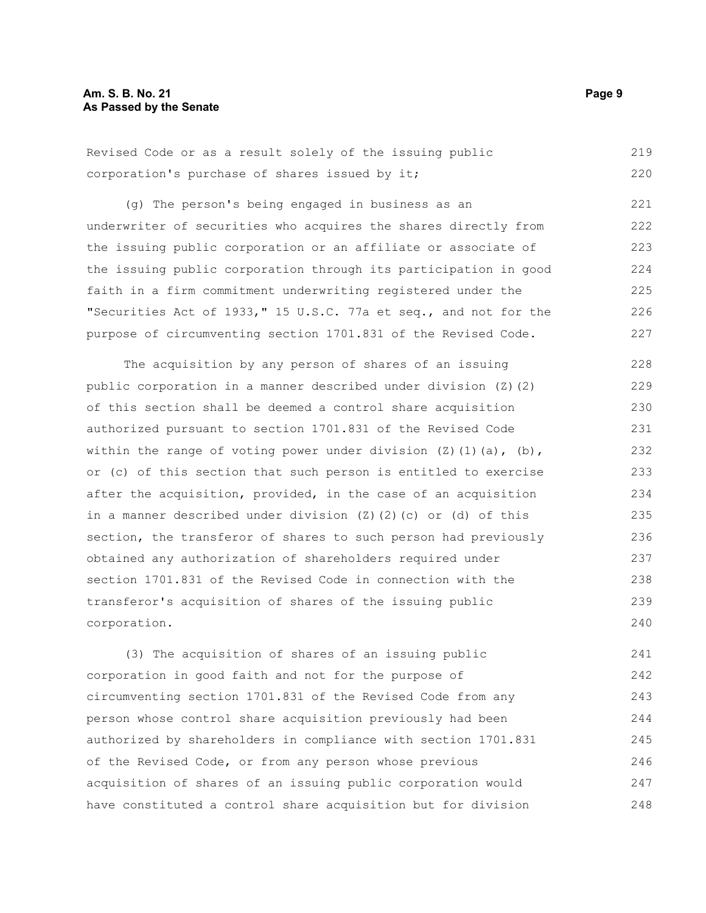Revised Code or as a result solely of the issuing public corporation's purchase of shares issued by it;

(g) The person's being engaged in business as an underwriter of securities who acquires the shares directly from the issuing public corporation or an affiliate or associate of the issuing public corporation through its participation in good faith in a firm commitment underwriting registered under the "Securities Act of 1933," 15 U.S.C. 77a et seq., and not for the purpose of circumventing section 1701.831 of the Revised Code.

The acquisition by any person of shares of an issuing public corporation in a manner described under division (Z)(2) of this section shall be deemed a control share acquisition authorized pursuant to section 1701.831 of the Revised Code within the range of voting power under division (Z)(1)(a), (b), or (c) of this section that such person is entitled to exercise after the acquisition, provided, in the case of an acquisition in a manner described under division (Z)(2)(c) or (d) of this section, the transferor of shares to such person had previously obtained any authorization of shareholders required under section 1701.831 of the Revised Code in connection with the transferor's acquisition of shares of the issuing public corporation.

(3) The acquisition of shares of an issuing public corporation in good faith and not for the purpose of circumventing section 1701.831 of the Revised Code from any person whose control share acquisition previously had been authorized by shareholders in compliance with section 1701.831 of the Revised Code, or from any person whose previous acquisition of shares of an issuing public corporation would have constituted a control share acquisition but for division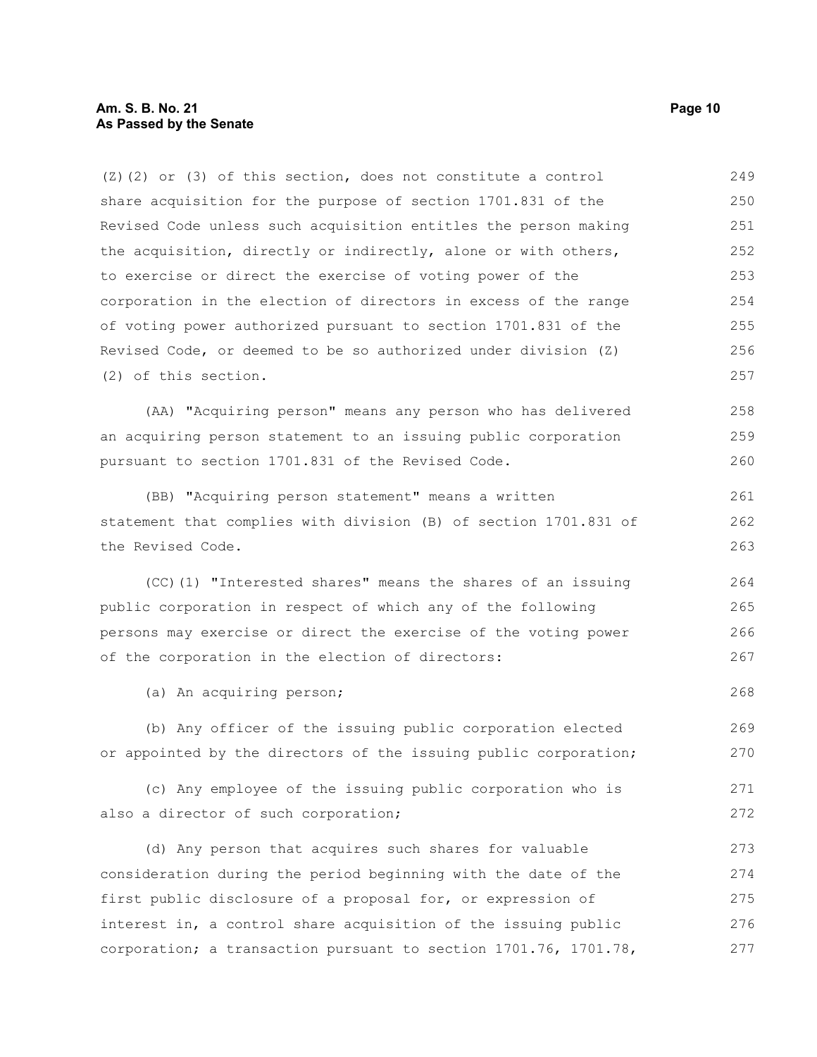(Z)(2) or (3) of this section, does not constitute a control share acquisition for the purpose of section 1701.831 of the Revised Code unless such acquisition entitles the person making the acquisition, directly or indirectly, alone or with others, to exercise or direct the exercise of voting power of the corporation in the election of directors in excess of the range of voting power authorized pursuant to section 1701.831 of the Revised Code, or deemed to be so authorized under division (Z)(2) of this section.

(AA) "Acquiring person" means any person who has delivered an acquiring person statement to an issuing public corporation pursuant to section 1701.831 of the Revised Code.

(BB) "Acquiring person statement" means a written statement that complies with division (B) of section 1701.831 of the Revised Code.

(CC)(1) "Interested shares" means the shares of an issuing public corporation in respect of which any of the following persons may exercise or direct the exercise of the voting power of the corporation in the election of directors:

(a) An acquiring person;

(b) Any officer of the issuing public corporation elected or appointed by the directors of the issuing public corporation;

(c) Any employee of the issuing public corporation who is also a director of such corporation;

(d) Any person that acquires such shares for valuable consideration during the period beginning with the date of the first public disclosure of a proposal for, or expression of interest in, a control share acquisition of the issuing public corporation; a transaction pursuant to section 1701.76, 1701.78,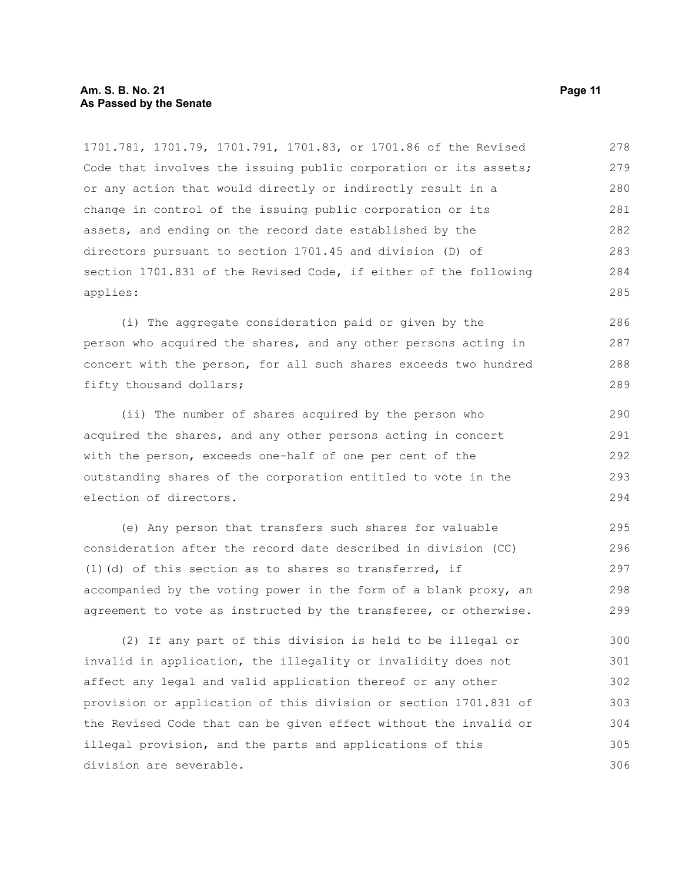1701.781, 1701.79, 1701.791, 1701.83, or 1701.86 of the Revised Code that involves the issuing public corporation or its assets; or any action that would directly or indirectly result in a change in control of the issuing public corporation or its assets, and ending on the record date established by the directors pursuant to section 1701.45 and division (D) of section 1701.831 of the Revised Code, if either of the following applies:

(i) The aggregate consideration paid or given by the person who acquired the shares, and any other persons acting in concert with the person, for all such shares exceeds two hundred fifty thousand dollars;

(ii) The number of shares acquired by the person who acquired the shares, and any other persons acting in concert with the person, exceeds one-half of one per cent of the outstanding shares of the corporation entitled to vote in the election of directors.

(e) Any person that transfers such shares for valuable consideration after the record date described in division (CC)(1)(d) of this section as to shares so transferred, if accompanied by the voting power in the form of a blank proxy, an agreement to vote as instructed by the transferee, or otherwise.

(2) If any part of this division is held to be illegal or invalid in application, the illegality or invalidity does not affect any legal and valid application thereof or any other provision or application of this division or section 1701.831 of the Revised Code that can be given effect without the invalid or illegal provision, and the parts and applications of this division are severable.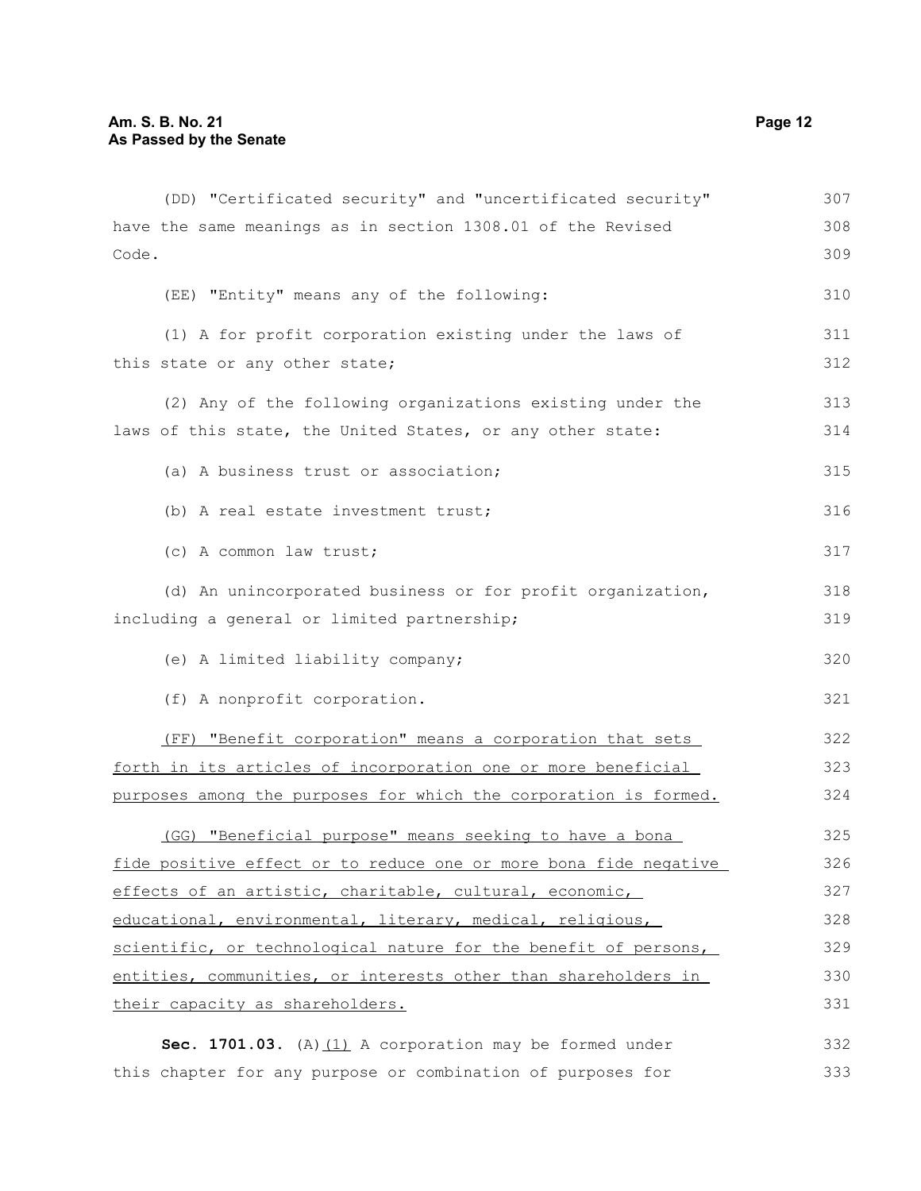(DD) "Certificated security" and "uncertificated security" have the same meanings as in section 1308.01 of the Revised Code.

(EE) "Entity" means any of the following:

(1) A for profit corporation existing under the laws of this state or any other state;

(2) Any of the following organizations existing under the laws of this state, the United States, or any other state:

(a) A business trust or association;

(b) A real estate investment trust;

(c) A common law trust;

(d) An unincorporated business or for profit organization, including a general or limited partnership;

(e) A limited liability company;

(f) A nonprofit corporation.

<u>(FF) "Benefit corporation" means a corporation that sets forth in its articles of incorporation one or more beneficial purposes among the purposes for which the corporation is formed.</u>

<u>(GG) "Beneficial purpose" means seeking to have a bona fide positive effect or to reduce one or more bona fide negative effects of an artistic, charitable, cultural, economic, educational, environmental, literary, medical, religious, scientific, or technological nature for the benefit of persons, entities, communities, or interests other than shareholders in their capacity as shareholders.</u>

**Sec. 1701.03.** (A)<u>(1)</u> A corporation may be formed under this chapter for any purpose or combination of purposes for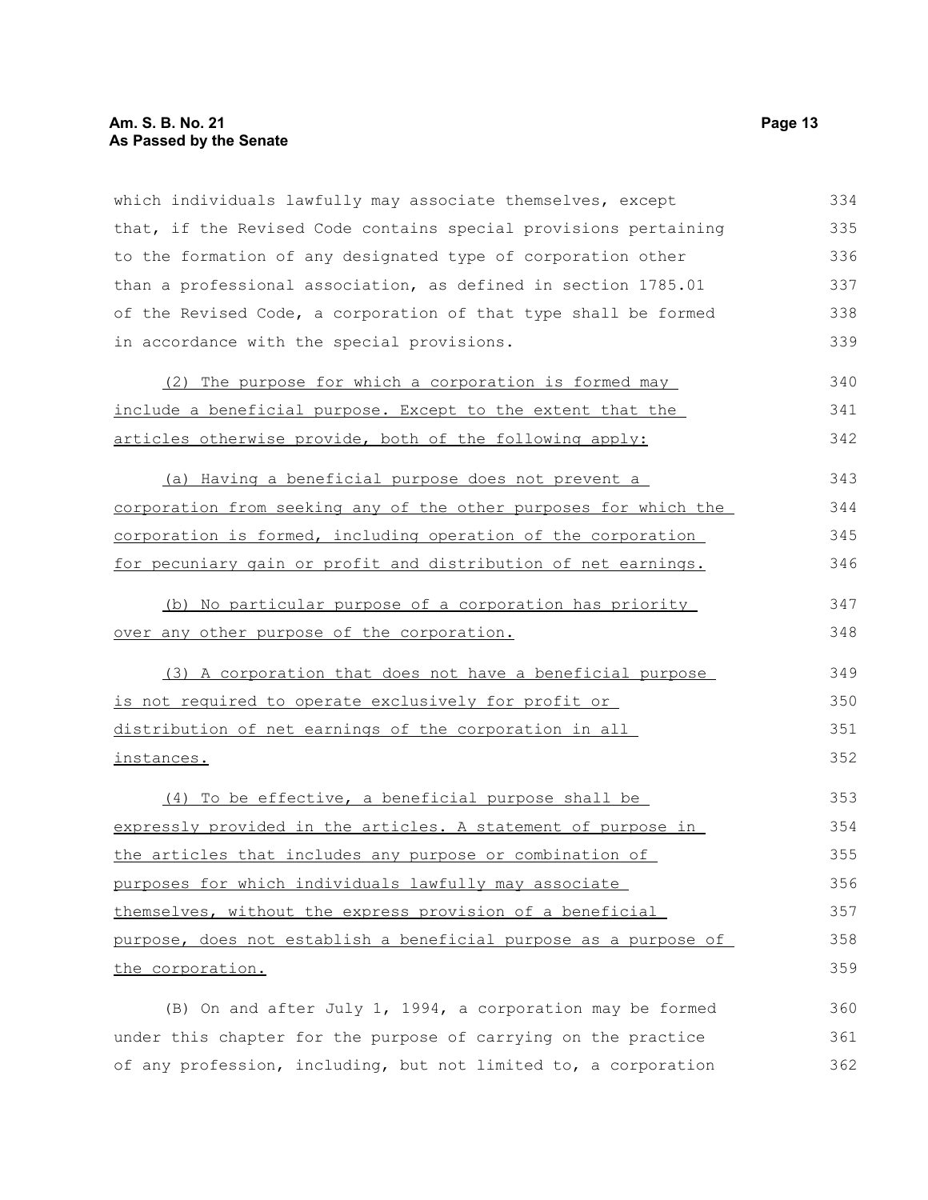which individuals lawfully may associate themselves, except that, if the Revised Code contains special provisions pertaining to the formation of any designated type of corporation other than a professional association, as defined in section 1785.01 of the Revised Code, a corporation of that type shall be formed in accordance with the special provisions.

(2) The purpose for which a corporation is formed may include a beneficial purpose. Except to the extent that the articles otherwise provide, both of the following apply:

(a) Having a beneficial purpose does not prevent a corporation from seeking any of the other purposes for which the corporation is formed, including operation of the corporation for pecuniary gain or profit and distribution of net earnings.

(b) No particular purpose of a corporation has priority over any other purpose of the corporation.

(3) A corporation that does not have a beneficial purpose is not required to operate exclusively for profit or distribution of net earnings of the corporation in all instances.

(4) To be effective, a beneficial purpose shall be expressly provided in the articles. A statement of purpose in the articles that includes any purpose or combination of purposes for which individuals lawfully may associate themselves, without the express provision of a beneficial purpose, does not establish a beneficial purpose as a purpose of the corporation.

(B) On and after July 1, 1994, a corporation may be formed under this chapter for the purpose of carrying on the practice of any profession, including, but not limited to, a corporation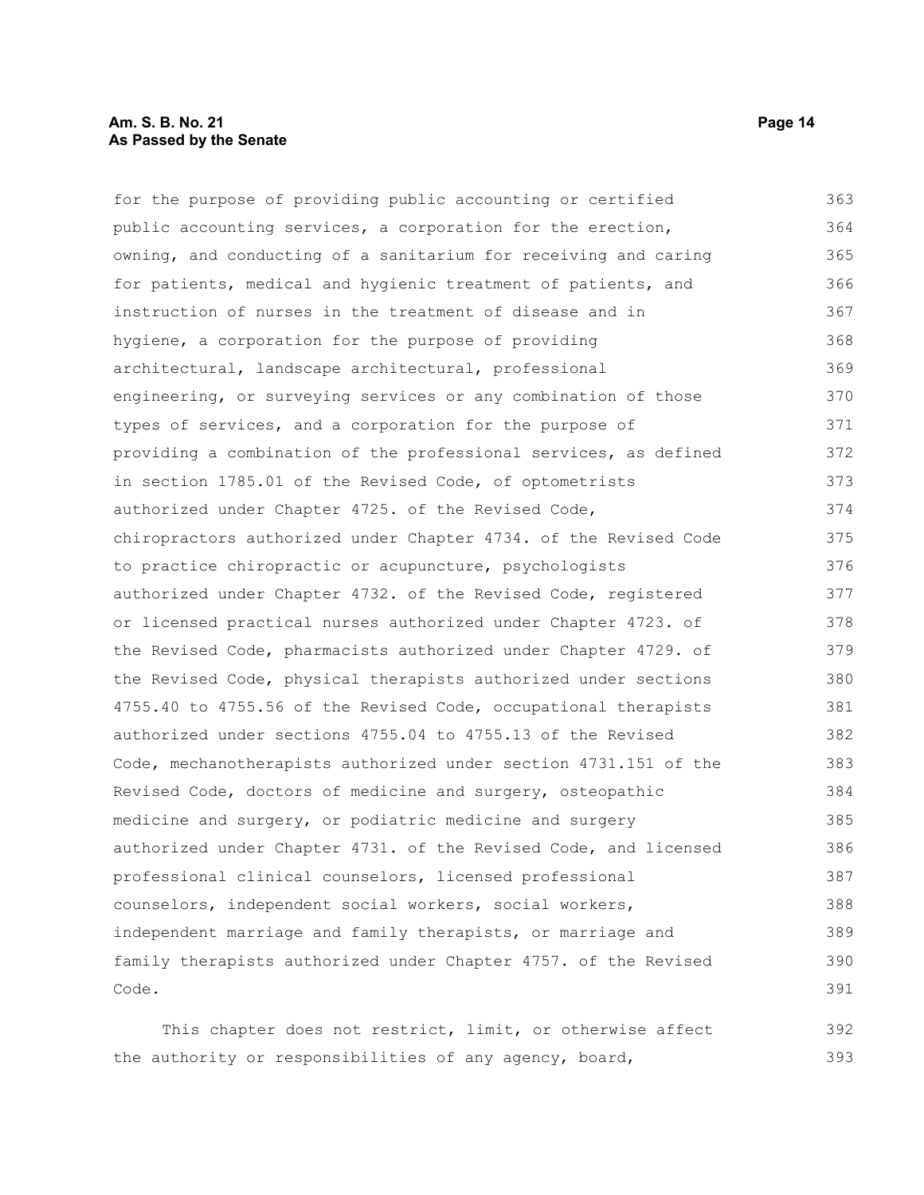for the purpose of providing public accounting or certified public accounting services, a corporation for the erection, owning, and conducting of a sanitarium for receiving and caring for patients, medical and hygienic treatment of patients, and instruction of nurses in the treatment of disease and in hygiene, a corporation for the purpose of providing architectural, landscape architectural, professional engineering, or surveying services or any combination of those types of services, and a corporation for the purpose of providing a combination of the professional services, as defined in section 1785.01 of the Revised Code, of optometrists authorized under Chapter 4725. of the Revised Code, chiropractors authorized under Chapter 4734. of the Revised Code to practice chiropractic or acupuncture, psychologists authorized under Chapter 4732. of the Revised Code, registered or licensed practical nurses authorized under Chapter 4723. of the Revised Code, pharmacists authorized under Chapter 4729. of the Revised Code, physical therapists authorized under sections 4755.40 to 4755.56 of the Revised Code, occupational therapists authorized under sections 4755.04 to 4755.13 of the Revised Code, mechanotherapists authorized under section 4731.151 of the Revised Code, doctors of medicine and surgery, osteopathic medicine and surgery, or podiatric medicine and surgery authorized under Chapter 4731. of the Revised Code, and licensed professional clinical counselors, licensed professional counselors, independent social workers, social workers, independent marriage and family therapists, or marriage and family therapists authorized under Chapter 4757. of the Revised Code.

This chapter does not restrict, limit, or otherwise affect the authority or responsibilities of any agency, board,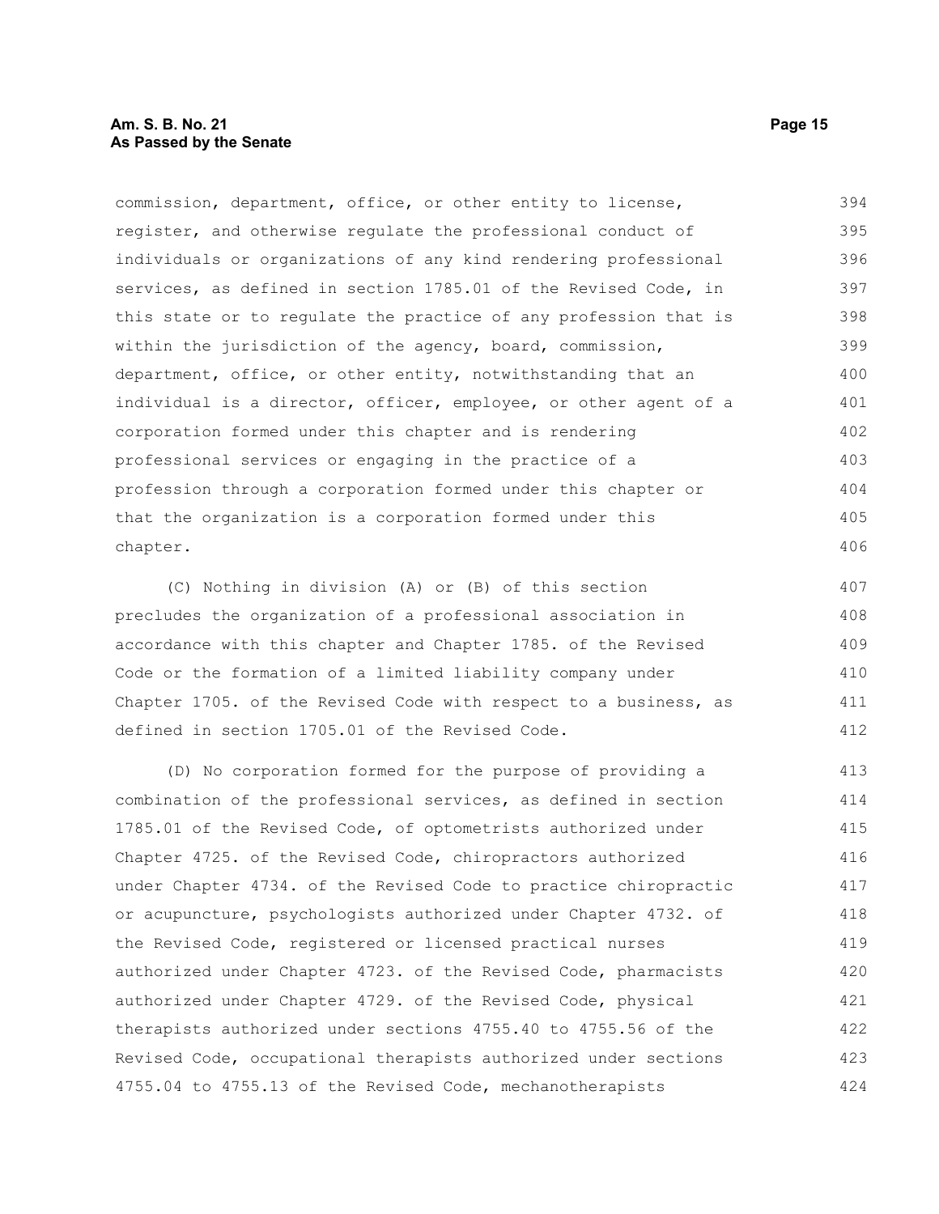commission, department, office, or other entity to license, register, and otherwise regulate the professional conduct of individuals or organizations of any kind rendering professional services, as defined in section 1785.01 of the Revised Code, in this state or to regulate the practice of any profession that is within the jurisdiction of the agency, board, commission, department, office, or other entity, notwithstanding that an individual is a director, officer, employee, or other agent of a corporation formed under this chapter and is rendering professional services or engaging in the practice of a profession through a corporation formed under this chapter or that the organization is a corporation formed under this chapter.

(C) Nothing in division (A) or (B) of this section precludes the organization of a professional association in accordance with this chapter and Chapter 1785. of the Revised Code or the formation of a limited liability company under Chapter 1705. of the Revised Code with respect to a business, as defined in section 1705.01 of the Revised Code.

(D) No corporation formed for the purpose of providing a combination of the professional services, as defined in section 1785.01 of the Revised Code, of optometrists authorized under Chapter 4725. of the Revised Code, chiropractors authorized under Chapter 4734. of the Revised Code to practice chiropractic or acupuncture, psychologists authorized under Chapter 4732. of the Revised Code, registered or licensed practical nurses authorized under Chapter 4723. of the Revised Code, pharmacists authorized under Chapter 4729. of the Revised Code, physical therapists authorized under sections 4755.40 to 4755.56 of the Revised Code, occupational therapists authorized under sections 4755.04 to 4755.13 of the Revised Code, mechanotherapists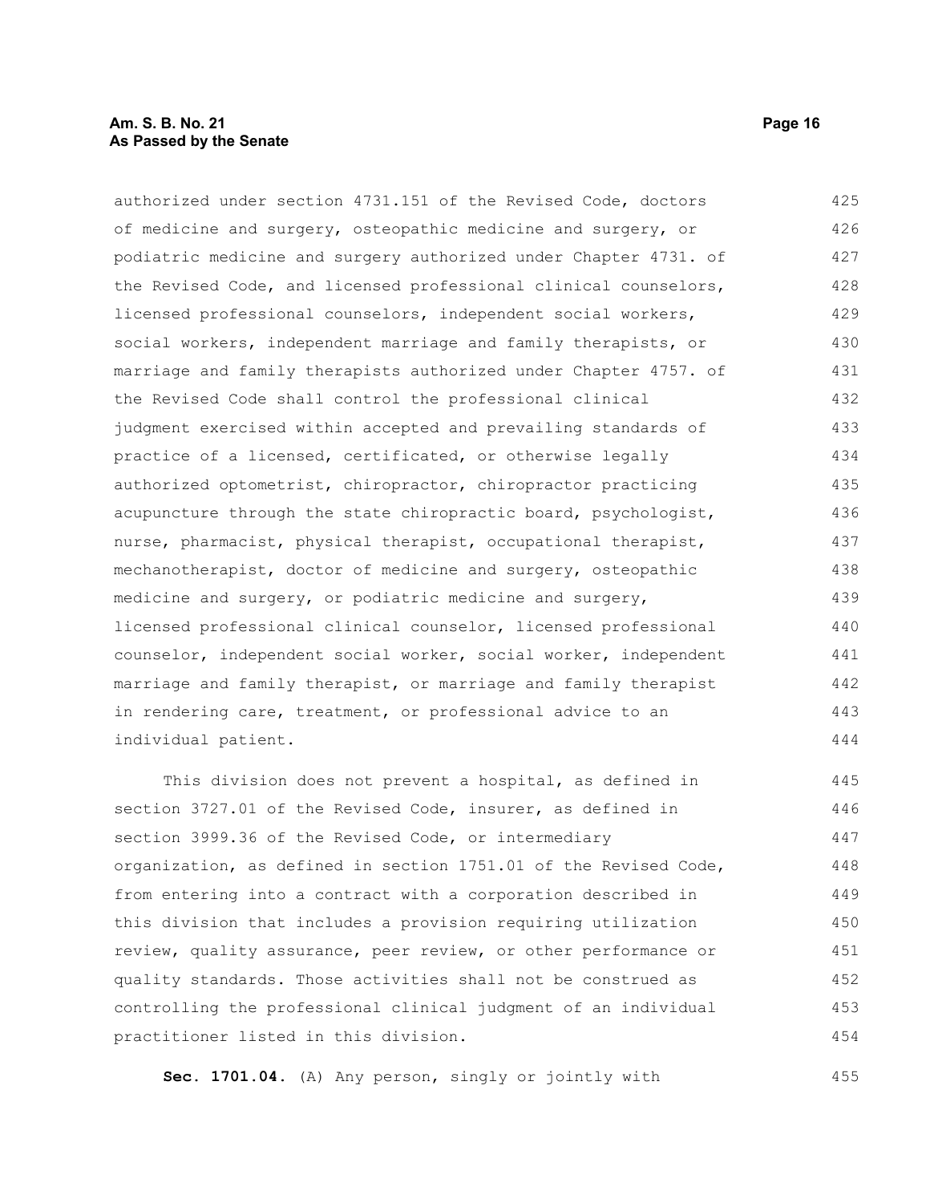authorized under section 4731.151 of the Revised Code, doctors of medicine and surgery, osteopathic medicine and surgery, or podiatric medicine and surgery authorized under Chapter 4731. of the Revised Code, and licensed professional clinical counselors, licensed professional counselors, independent social workers, social workers, independent marriage and family therapists, or marriage and family therapists authorized under Chapter 4757. of the Revised Code shall control the professional clinical judgment exercised within accepted and prevailing standards of practice of a licensed, certificated, or otherwise legally authorized optometrist, chiropractor, chiropractor practicing acupuncture through the state chiropractic board, psychologist, nurse, pharmacist, physical therapist, occupational therapist, mechanotherapist, doctor of medicine and surgery, osteopathic medicine and surgery, or podiatric medicine and surgery, licensed professional clinical counselor, licensed professional counselor, independent social worker, social worker, independent marriage and family therapist, or marriage and family therapist in rendering care, treatment, or professional advice to an individual patient.

This division does not prevent a hospital, as defined in section 3727.01 of the Revised Code, insurer, as defined in section 3999.36 of the Revised Code, or intermediary organization, as defined in section 1751.01 of the Revised Code, from entering into a contract with a corporation described in this division that includes a provision requiring utilization review, quality assurance, peer review, or other performance or quality standards. Those activities shall not be construed as controlling the professional clinical judgment of an individual practitioner listed in this division.

**Sec. 1701.04.** (A) Any person, singly or jointly with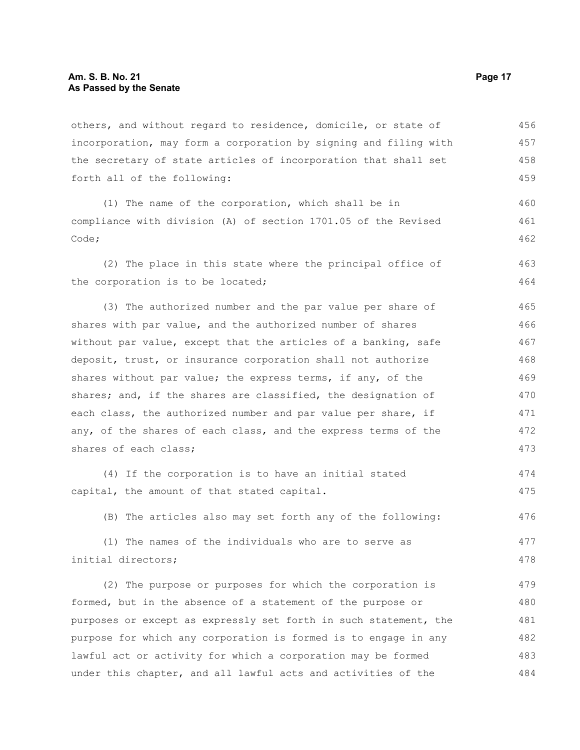others, and without regard to residence, domicile, or state of incorporation, may form a corporation by signing and filing with the secretary of state articles of incorporation that shall set forth all of the following:

(1) The name of the corporation, which shall be in compliance with division (A) of section 1701.05 of the Revised Code;

(2) The place in this state where the principal office of the corporation is to be located;

(3) The authorized number and the par value per share of shares with par value, and the authorized number of shares without par value, except that the articles of a banking, safe deposit, trust, or insurance corporation shall not authorize shares without par value; the express terms, if any, of the shares; and, if the shares are classified, the designation of each class, the authorized number and par value per share, if any, of the shares of each class, and the express terms of the shares of each class;

(4) If the corporation is to have an initial stated capital, the amount of that stated capital.

(B) The articles also may set forth any of the following:

(1) The names of the individuals who are to serve as initial directors;

(2) The purpose or purposes for which the corporation is formed, but in the absence of a statement of the purpose or purposes or except as expressly set forth in such statement, the purpose for which any corporation is formed is to engage in any lawful act or activity for which a corporation may be formed under this chapter, and all lawful acts and activities of the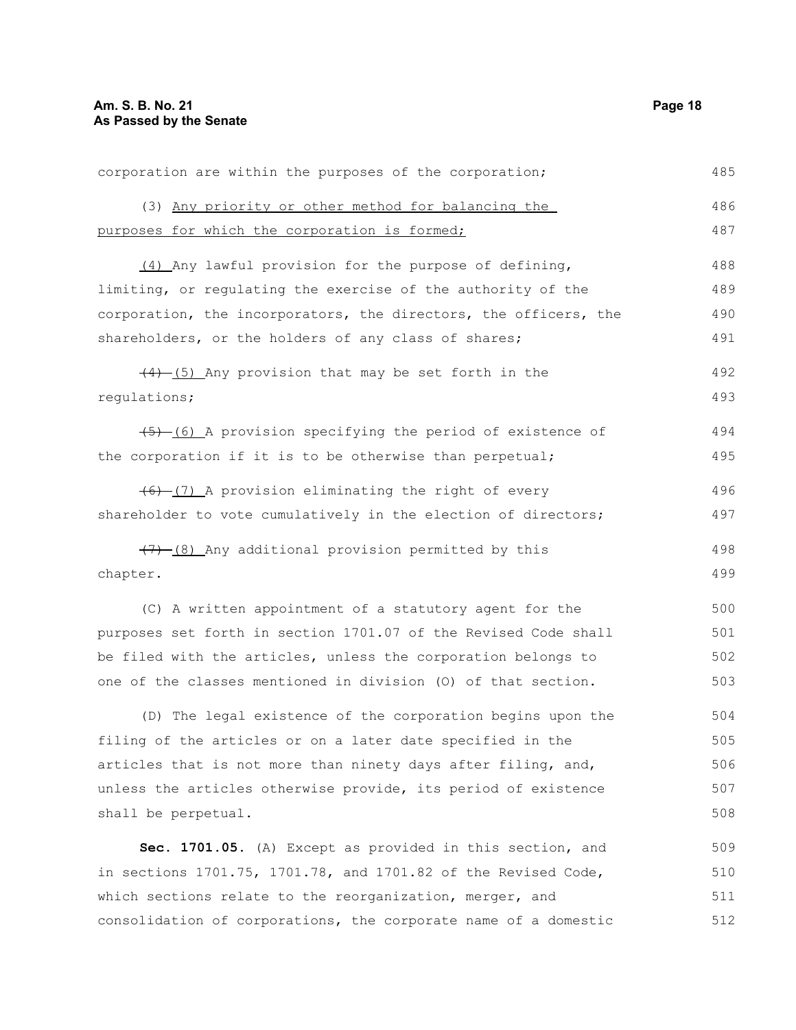corporation are within the purposes of the corporation;

(3) <u>Any priority or other method for balancing the purposes for which the corporation is formed;</u>

<u>(4)</u> Any lawful provision for the purpose of defining, limiting, or regulating the exercise of the authority of the corporation, the incorporators, the directors, the officers, the shareholders, or the holders of any class of shares;

~~(4)~~ <u>(5)</u> Any provision that may be set forth in the regulations;

~~(5)~~ <u>(6)</u> A provision specifying the period of existence of the corporation if it is to be otherwise than perpetual;

~~(6)~~ <u>(7)</u> A provision eliminating the right of every shareholder to vote cumulatively in the election of directors;

~~(7)~~ <u>(8)</u> Any additional provision permitted by this chapter.

(C) A written appointment of a statutory agent for the purposes set forth in section 1701.07 of the Revised Code shall be filed with the articles, unless the corporation belongs to one of the classes mentioned in division (O) of that section.

(D) The legal existence of the corporation begins upon the filing of the articles or on a later date specified in the articles that is not more than ninety days after filing, and, unless the articles otherwise provide, its period of existence shall be perpetual.

**Sec. 1701.05.** (A) Except as provided in this section, and in sections 1701.75, 1701.78, and 1701.82 of the Revised Code, which sections relate to the reorganization, merger, and consolidation of corporations, the corporate name of a domestic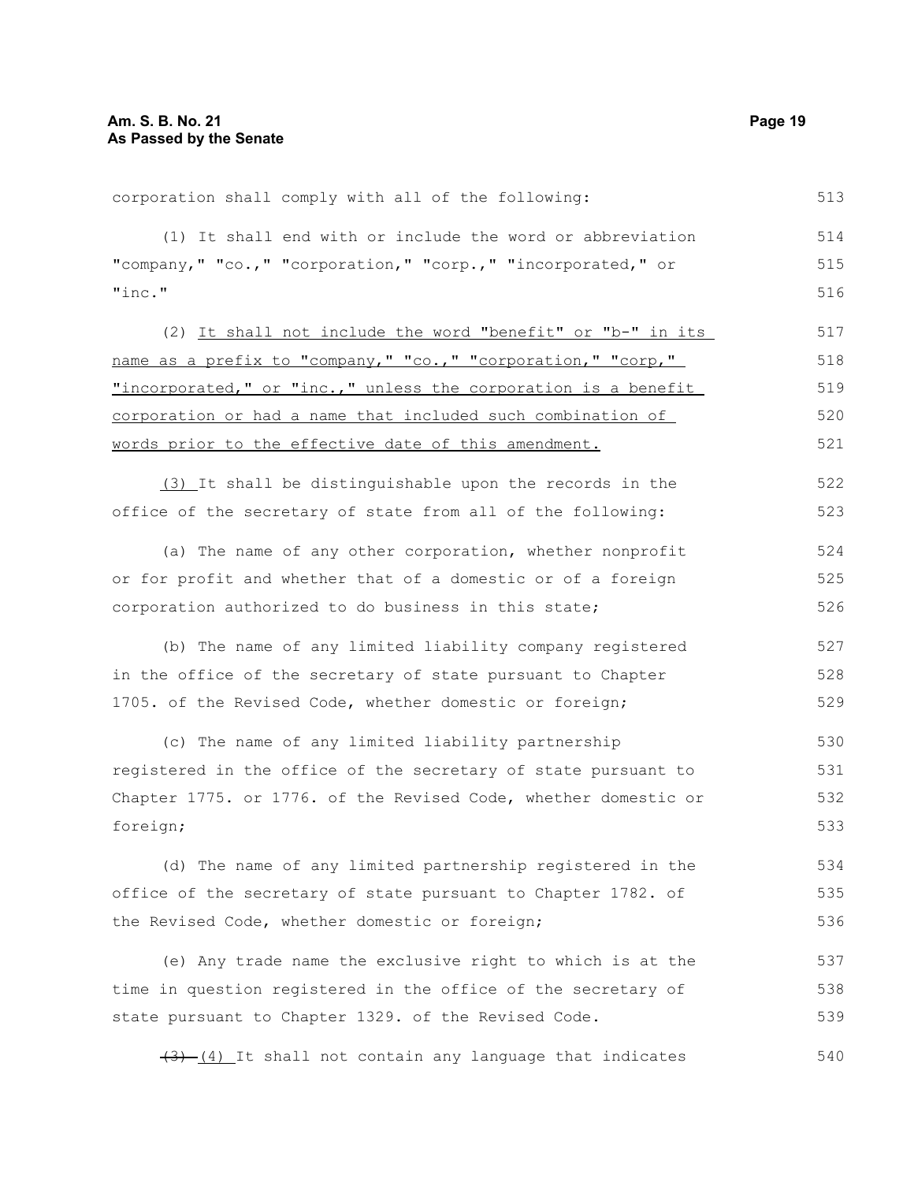corporation shall comply with all of the following:

(1) It shall end with or include the word or abbreviation "company," "co.," "corporation," "corp.," "incorporated," or "inc."

(2) <u>It shall not include the word "benefit" or "b-" in its name as a prefix to "company," "co.," "corporation," "corp," "incorporated," or "inc.," unless the corporation is a benefit corporation or had a name that included such combination of words prior to the effective date of this amendment.</u>

<u>(3)</u> It shall be distinguishable upon the records in the office of the secretary of state from all of the following:

(a) The name of any other corporation, whether nonprofit or for profit and whether that of a domestic or of a foreign corporation authorized to do business in this state;

(b) The name of any limited liability company registered in the office of the secretary of state pursuant to Chapter 1705. of the Revised Code, whether domestic or foreign;

(c) The name of any limited liability partnership registered in the office of the secretary of state pursuant to Chapter 1775. or 1776. of the Revised Code, whether domestic or foreign;

(d) The name of any limited partnership registered in the office of the secretary of state pursuant to Chapter 1782. of the Revised Code, whether domestic or foreign;

(e) Any trade name the exclusive right to which is at the time in question registered in the office of the secretary of state pursuant to Chapter 1329. of the Revised Code.

~~(3)~~ <u>(4)</u> It shall not contain any language that indicates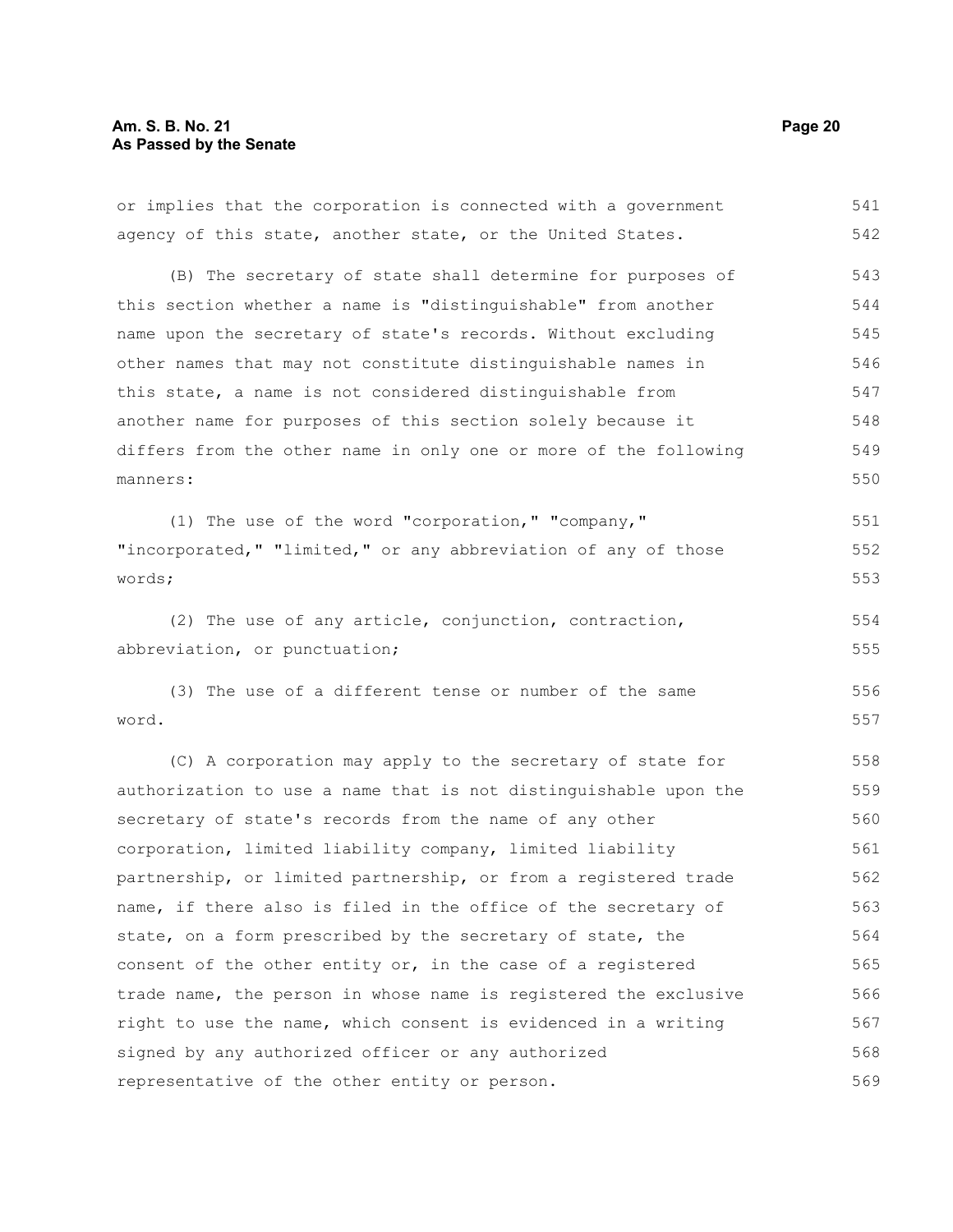or implies that the corporation is connected with a government agency of this state, another state, or the United States.

(B) The secretary of state shall determine for purposes of this section whether a name is "distinguishable" from another name upon the secretary of state's records. Without excluding other names that may not constitute distinguishable names in this state, a name is not considered distinguishable from another name for purposes of this section solely because it differs from the other name in only one or more of the following manners:

(1) The use of the word "corporation," "company," "incorporated," "limited," or any abbreviation of any of those words;

(2) The use of any article, conjunction, contraction, abbreviation, or punctuation;

(3) The use of a different tense or number of the same word.

(C) A corporation may apply to the secretary of state for authorization to use a name that is not distinguishable upon the secretary of state's records from the name of any other corporation, limited liability company, limited liability partnership, or limited partnership, or from a registered trade name, if there also is filed in the office of the secretary of state, on a form prescribed by the secretary of state, the consent of the other entity or, in the case of a registered trade name, the person in whose name is registered the exclusive right to use the name, which consent is evidenced in a writing signed by any authorized officer or any authorized representative of the other entity or person.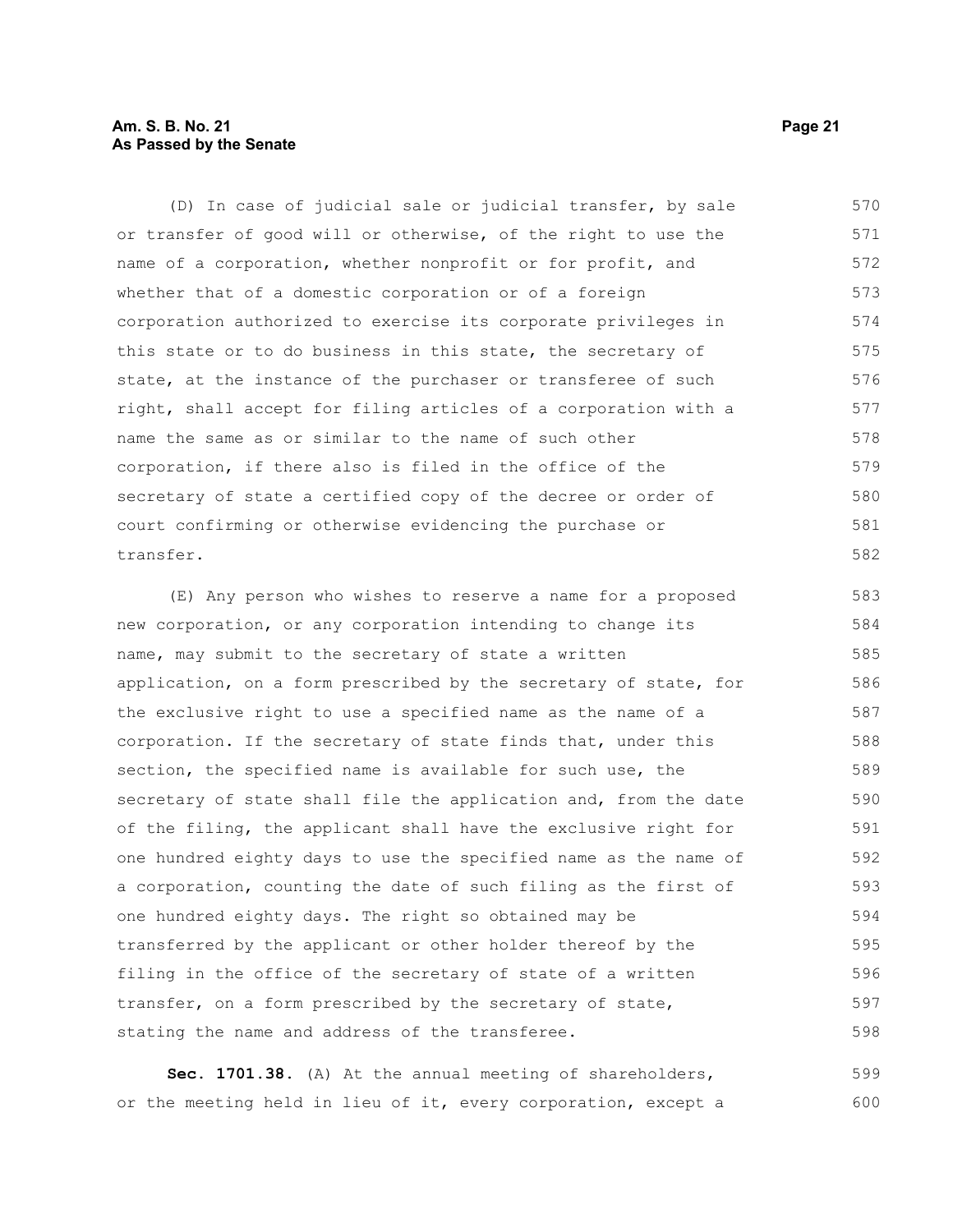(D) In case of judicial sale or judicial transfer, by sale or transfer of good will or otherwise, of the right to use the name of a corporation, whether nonprofit or for profit, and whether that of a domestic corporation or of a foreign corporation authorized to exercise its corporate privileges in this state or to do business in this state, the secretary of state, at the instance of the purchaser or transferee of such right, shall accept for filing articles of a corporation with a name the same as or similar to the name of such other corporation, if there also is filed in the office of the secretary of state a certified copy of the decree or order of court confirming or otherwise evidencing the purchase or transfer.

(E) Any person who wishes to reserve a name for a proposed new corporation, or any corporation intending to change its name, may submit to the secretary of state a written application, on a form prescribed by the secretary of state, for the exclusive right to use a specified name as the name of a corporation. If the secretary of state finds that, under this section, the specified name is available for such use, the secretary of state shall file the application and, from the date of the filing, the applicant shall have the exclusive right for one hundred eighty days to use the specified name as the name of a corporation, counting the date of such filing as the first of one hundred eighty days. The right so obtained may be transferred by the applicant or other holder thereof by the filing in the office of the secretary of state of a written transfer, on a form prescribed by the secretary of state, stating the name and address of the transferee.

**Sec. 1701.38.** (A) At the annual meeting of shareholders, or the meeting held in lieu of it, every corporation, except a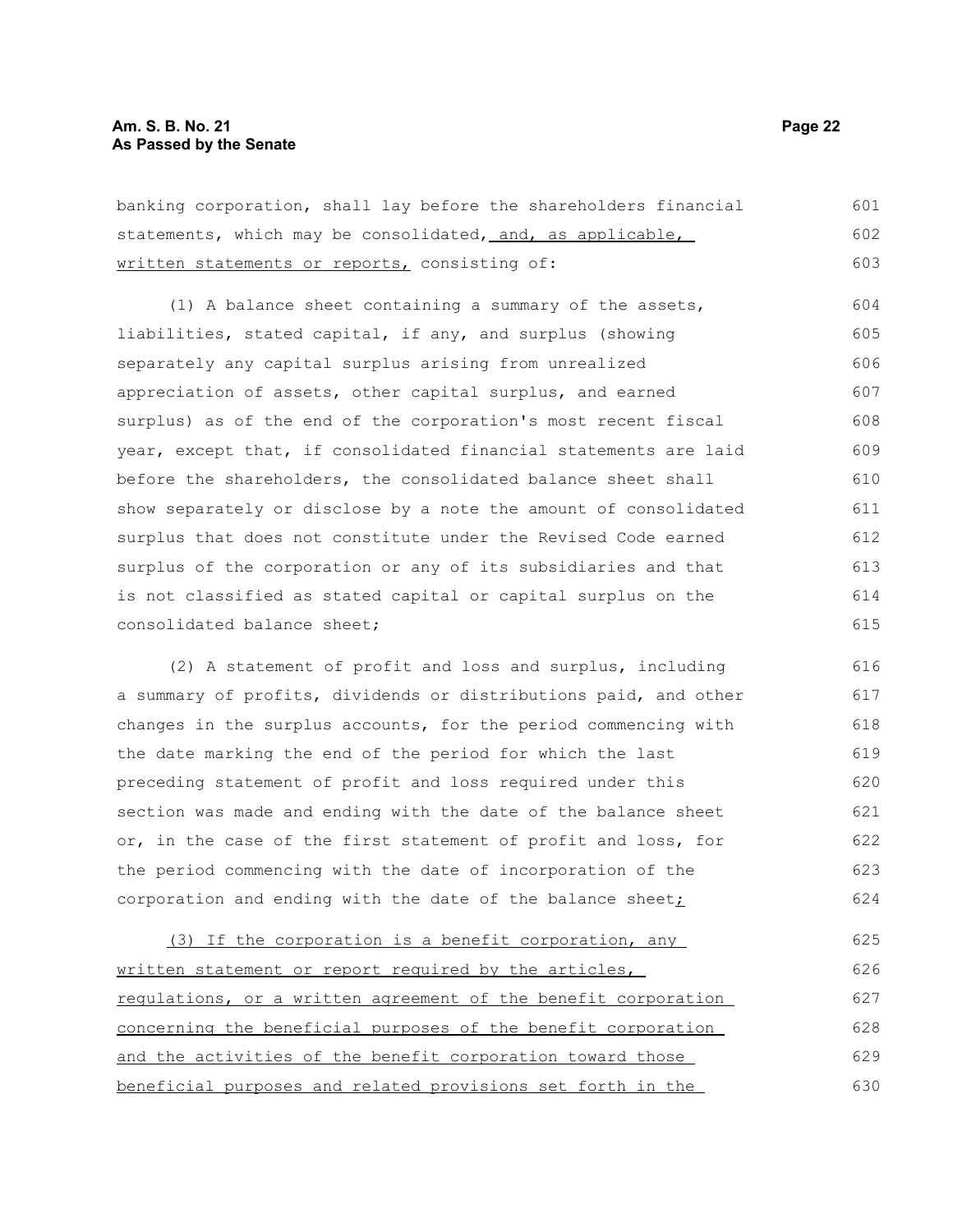banking corporation, shall lay before the shareholders financial statements, which may be consolidated, and, as applicable, written statements or reports, consisting of:

(1) A balance sheet containing a summary of the assets, liabilities, stated capital, if any, and surplus (showing separately any capital surplus arising from unrealized appreciation of assets, other capital surplus, and earned surplus) as of the end of the corporation's most recent fiscal year, except that, if consolidated financial statements are laid before the shareholders, the consolidated balance sheet shall show separately or disclose by a note the amount of consolidated surplus that does not constitute under the Revised Code earned surplus of the corporation or any of its subsidiaries and that is not classified as stated capital or capital surplus on the consolidated balance sheet;

(2) A statement of profit and loss and surplus, including a summary of profits, dividends or distributions paid, and other changes in the surplus accounts, for the period commencing with the date marking the end of the period for which the last preceding statement of profit and loss required under this section was made and ending with the date of the balance sheet or, in the case of the first statement of profit and loss, for the period commencing with the date of incorporation of the corporation and ending with the date of the balance sheet;

(3) If the corporation is a benefit corporation, any written statement or report required by the articles, regulations, or a written agreement of the benefit corporation concerning the beneficial purposes of the benefit corporation and the activities of the benefit corporation toward those beneficial purposes and related provisions set forth in the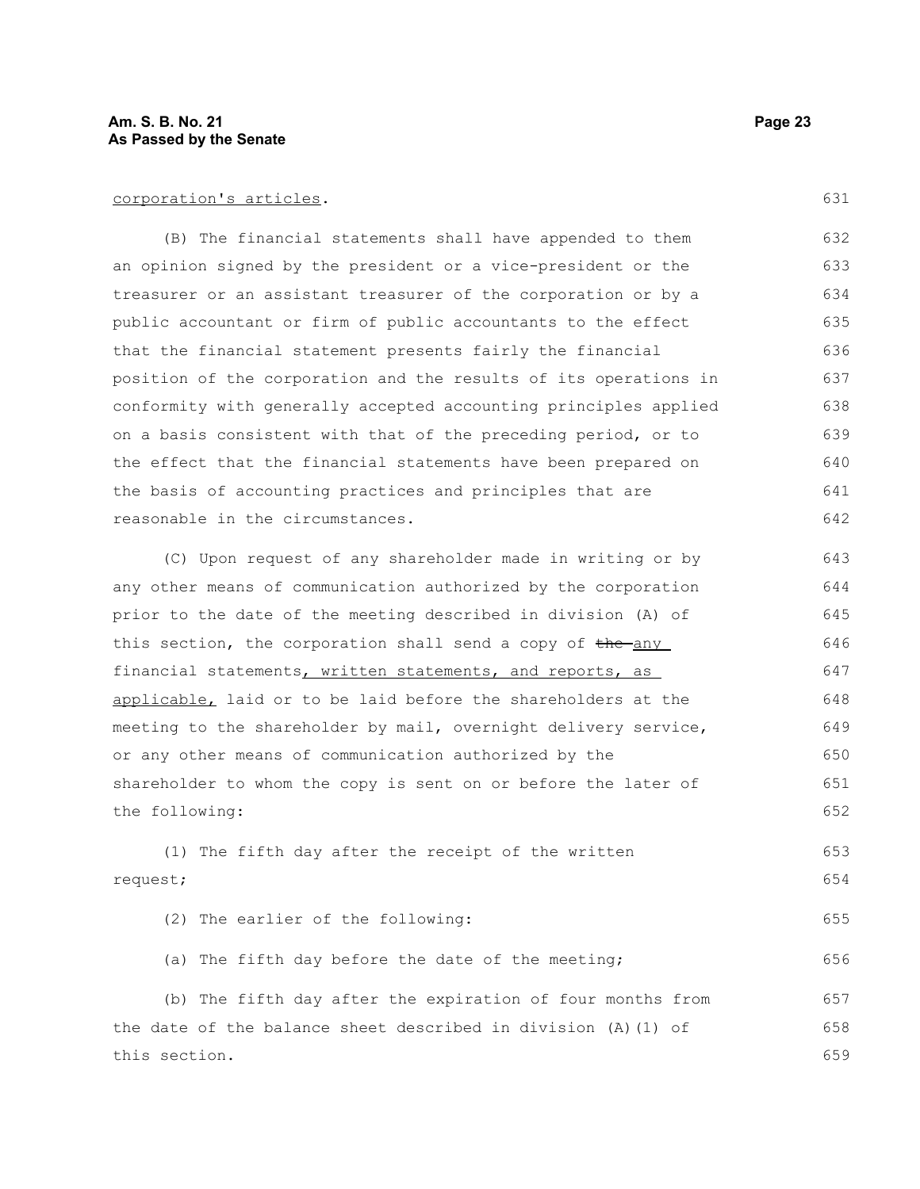corporation's articles.

(B) The financial statements shall have appended to them an opinion signed by the president or a vice-president or the treasurer or an assistant treasurer of the corporation or by a public accountant or firm of public accountants to the effect that the financial statement presents fairly the financial position of the corporation and the results of its operations in conformity with generally accepted accounting principles applied on a basis consistent with that of the preceding period, or to the effect that the financial statements have been prepared on the basis of accounting practices and principles that are reasonable in the circumstances.

(C) Upon request of any shareholder made in writing or by any other means of communication authorized by the corporation prior to the date of the meeting described in division (A) of this section, the corporation shall send a copy of ~~the~~ any financial statements, written statements, and reports, as applicable, laid or to be laid before the shareholders at the meeting to the shareholder by mail, overnight delivery service, or any other means of communication authorized by the shareholder to whom the copy is sent on or before the later of the following:

(1) The fifth day after the receipt of the written request;

(2) The earlier of the following:

(a) The fifth day before the date of the meeting;

(b) The fifth day after the expiration of four months from the date of the balance sheet described in division (A)(1) of this section.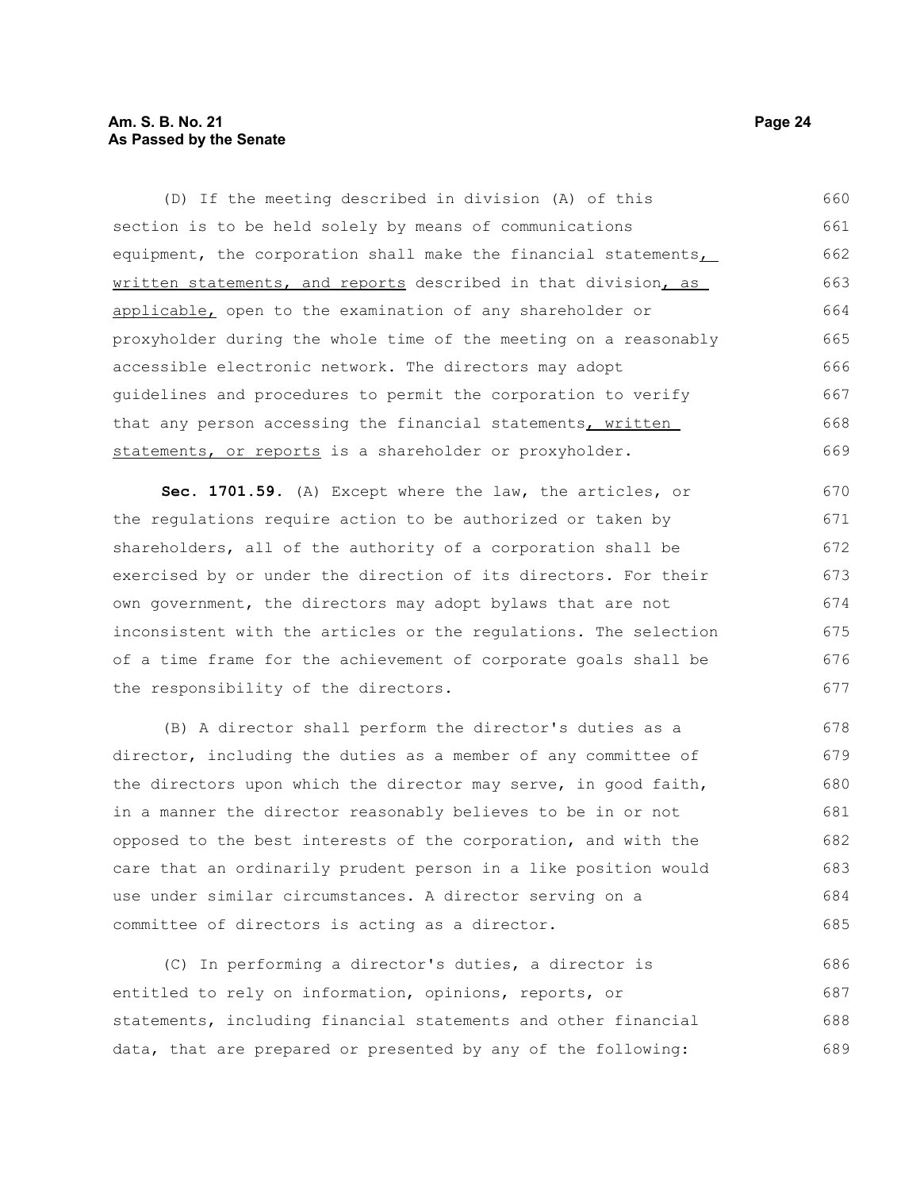(D) If the meeting described in division (A) of this section is to be held solely by means of communications equipment, the corporation shall make the financial statements, written statements, and reports described in that division, as applicable, open to the examination of any shareholder or proxyholder during the whole time of the meeting on a reasonably accessible electronic network. The directors may adopt guidelines and procedures to permit the corporation to verify that any person accessing the financial statements, written statements, or reports is a shareholder or proxyholder.

**Sec. 1701.59.** (A) Except where the law, the articles, or the regulations require action to be authorized or taken by shareholders, all of the authority of a corporation shall be exercised by or under the direction of its directors. For their own government, the directors may adopt bylaws that are not inconsistent with the articles or the regulations. The selection of a time frame for the achievement of corporate goals shall be the responsibility of the directors.

(B) A director shall perform the director's duties as a director, including the duties as a member of any committee of the directors upon which the director may serve, in good faith, in a manner the director reasonably believes to be in or not opposed to the best interests of the corporation, and with the care that an ordinarily prudent person in a like position would use under similar circumstances. A director serving on a committee of directors is acting as a director.

(C) In performing a director's duties, a director is entitled to rely on information, opinions, reports, or statements, including financial statements and other financial data, that are prepared or presented by any of the following: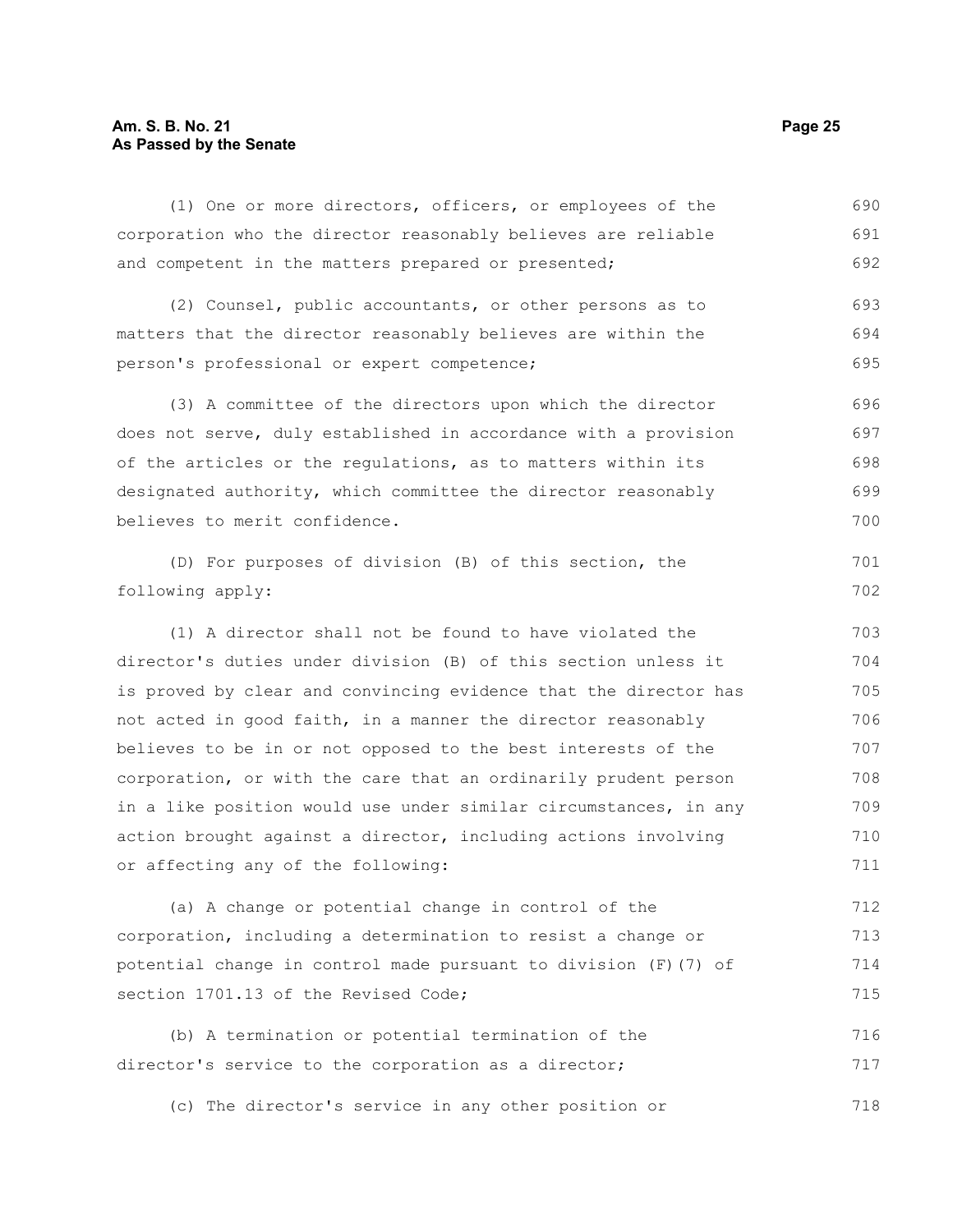(1) One or more directors, officers, or employees of the corporation who the director reasonably believes are reliable and competent in the matters prepared or presented;

(2) Counsel, public accountants, or other persons as to matters that the director reasonably believes are within the person's professional or expert competence;

(3) A committee of the directors upon which the director does not serve, duly established in accordance with a provision of the articles or the regulations, as to matters within its designated authority, which committee the director reasonably believes to merit confidence.

(D) For purposes of division (B) of this section, the following apply:

(1) A director shall not be found to have violated the director's duties under division (B) of this section unless it is proved by clear and convincing evidence that the director has not acted in good faith, in a manner the director reasonably believes to be in or not opposed to the best interests of the corporation, or with the care that an ordinarily prudent person in a like position would use under similar circumstances, in any action brought against a director, including actions involving or affecting any of the following:

(a) A change or potential change in control of the corporation, including a determination to resist a change or potential change in control made pursuant to division (F)(7) of section 1701.13 of the Revised Code;

(b) A termination or potential termination of the director's service to the corporation as a director;

(c) The director's service in any other position or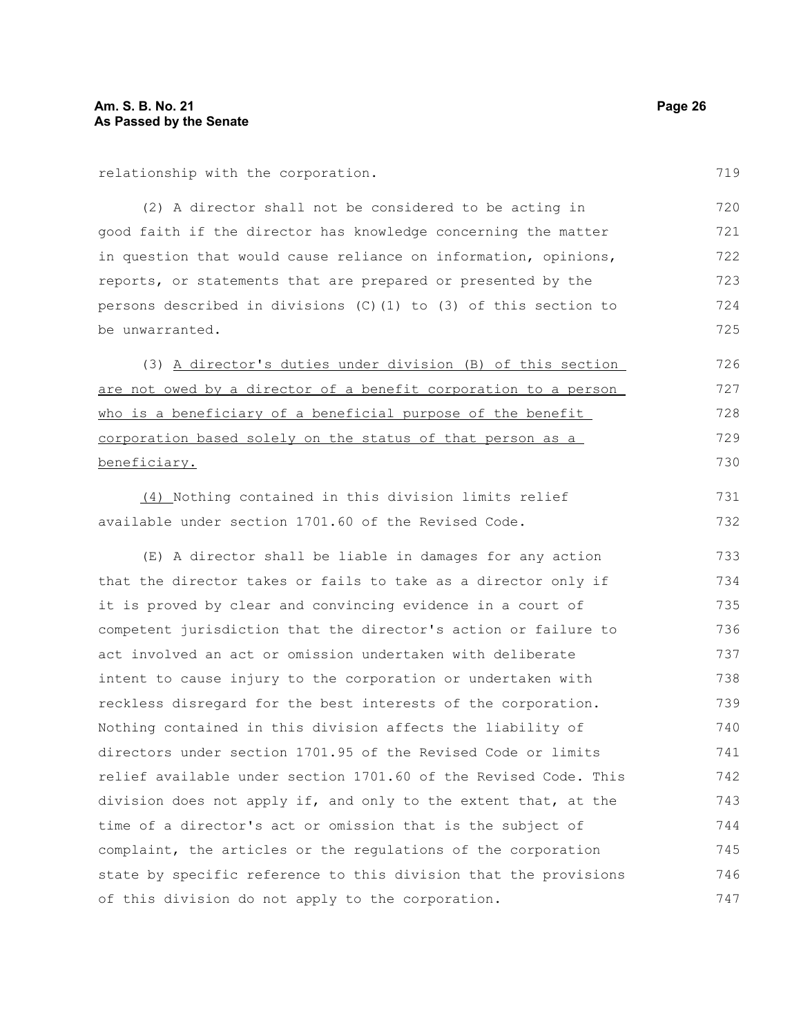relationship with the corporation.

(2) A director shall not be considered to be acting in good faith if the director has knowledge concerning the matter in question that would cause reliance on information, opinions, reports, or statements that are prepared or presented by the persons described in divisions (C)(1) to (3) of this section to be unwarranted.

(3) <u>A director's duties under division (B) of this section are not owed by a director of a benefit corporation to a person who is a beneficiary of a beneficial purpose of the benefit corporation based solely on the status of that person as a beneficiary.</u>

<u>(4)</u> Nothing contained in this division limits relief available under section 1701.60 of the Revised Code.

(E) A director shall be liable in damages for any action that the director takes or fails to take as a director only if it is proved by clear and convincing evidence in a court of competent jurisdiction that the director's action or failure to act involved an act or omission undertaken with deliberate intent to cause injury to the corporation or undertaken with reckless disregard for the best interests of the corporation. Nothing contained in this division affects the liability of directors under section 1701.95 of the Revised Code or limits relief available under section 1701.60 of the Revised Code. This division does not apply if, and only to the extent that, at the time of a director's act or omission that is the subject of complaint, the articles or the regulations of the corporation state by specific reference to this division that the provisions of this division do not apply to the corporation.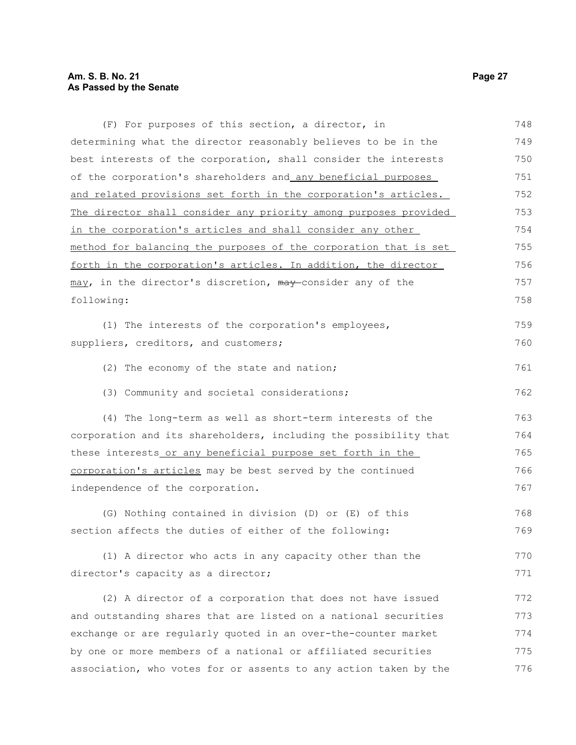(F) For purposes of this section, a director, in determining what the director reasonably believes to be in the best interests of the corporation, shall consider the interests of the corporation's shareholders and any beneficial purposes and related provisions set forth in the corporation's articles. The director shall consider any priority among purposes provided in the corporation's articles and shall consider any other method for balancing the purposes of the corporation that is set forth in the corporation's articles. In addition, the director may, in the director's discretion, ~~may~~ consider any of the following:

(1) The interests of the corporation's employees, suppliers, creditors, and customers;

(2) The economy of the state and nation;

(3) Community and societal considerations;

(4) The long-term as well as short-term interests of the corporation and its shareholders, including the possibility that these interests or any beneficial purpose set forth in the corporation's articles may be best served by the continued independence of the corporation.

(G) Nothing contained in division (D) or (E) of this section affects the duties of either of the following:

(1) A director who acts in any capacity other than the director's capacity as a director;

(2) A director of a corporation that does not have issued and outstanding shares that are listed on a national securities exchange or are regularly quoted in an over-the-counter market by one or more members of a national or affiliated securities association, who votes for or assents to any action taken by the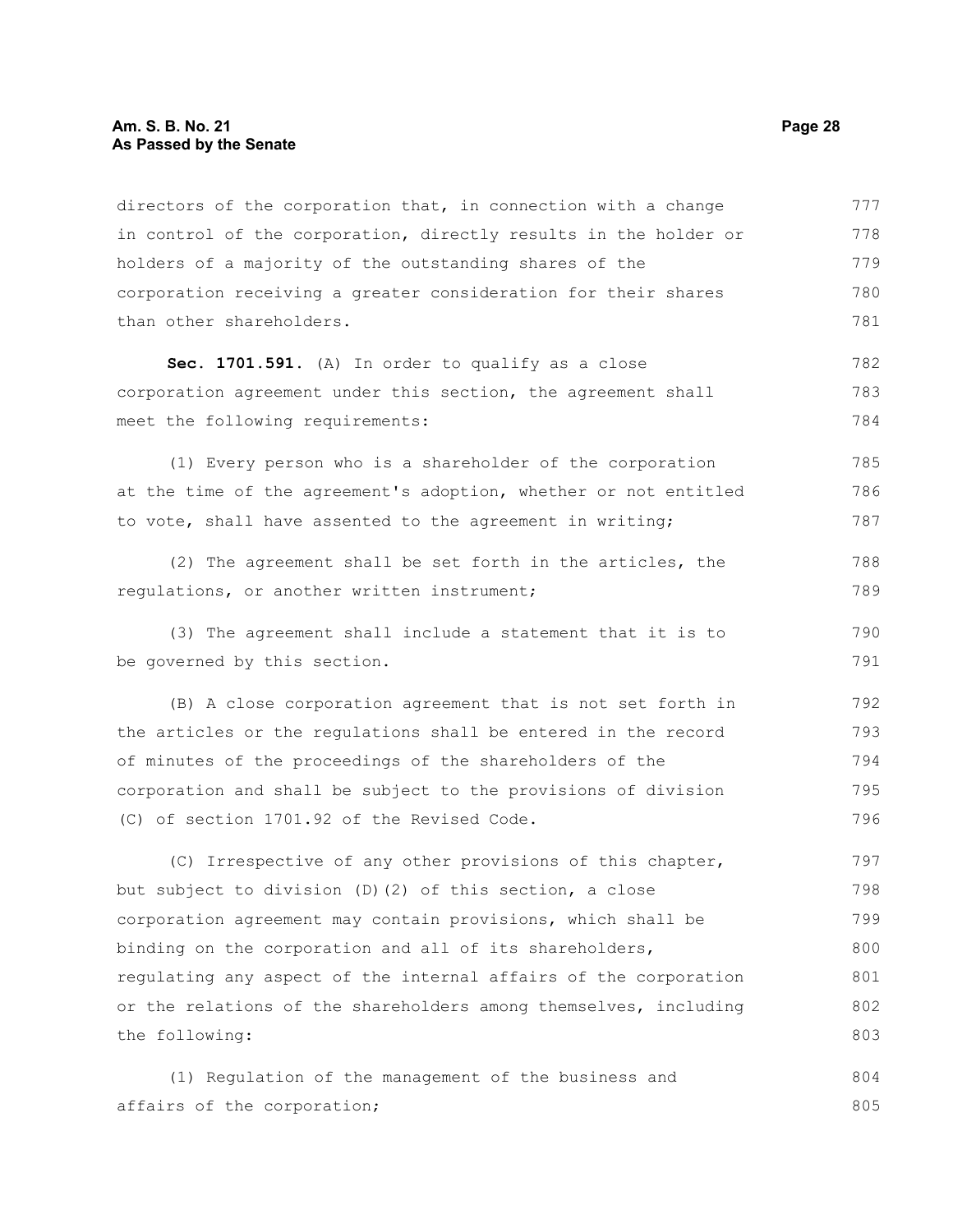directors of the corporation that, in connection with a change in control of the corporation, directly results in the holder or holders of a majority of the outstanding shares of the corporation receiving a greater consideration for their shares than other shareholders.

**Sec. 1701.591.** (A) In order to qualify as a close corporation agreement under this section, the agreement shall meet the following requirements:

(1) Every person who is a shareholder of the corporation at the time of the agreement's adoption, whether or not entitled to vote, shall have assented to the agreement in writing;

(2) The agreement shall be set forth in the articles, the regulations, or another written instrument;

(3) The agreement shall include a statement that it is to be governed by this section.

(B) A close corporation agreement that is not set forth in the articles or the regulations shall be entered in the record of minutes of the proceedings of the shareholders of the corporation and shall be subject to the provisions of division (C) of section 1701.92 of the Revised Code.

(C) Irrespective of any other provisions of this chapter, but subject to division (D)(2) of this section, a close corporation agreement may contain provisions, which shall be binding on the corporation and all of its shareholders, regulating any aspect of the internal affairs of the corporation or the relations of the shareholders among themselves, including the following:

(1) Regulation of the management of the business and affairs of the corporation;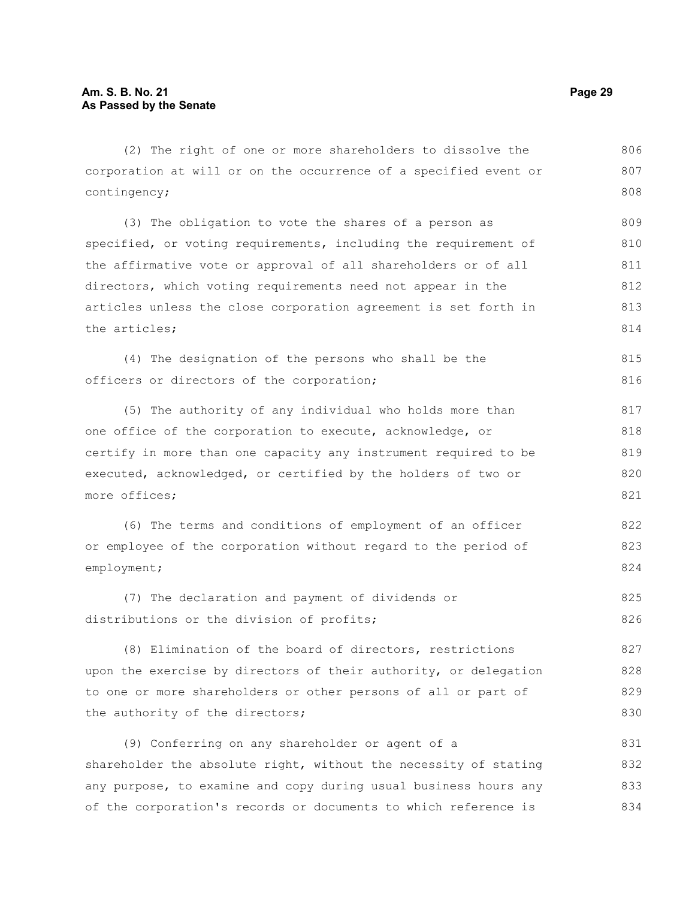(2) The right of one or more shareholders to dissolve the corporation at will or on the occurrence of a specified event or contingency;

(3) The obligation to vote the shares of a person as specified, or voting requirements, including the requirement of the affirmative vote or approval of all shareholders or of all directors, which voting requirements need not appear in the articles unless the close corporation agreement is set forth in the articles;

(4) The designation of the persons who shall be the officers or directors of the corporation;

(5) The authority of any individual who holds more than one office of the corporation to execute, acknowledge, or certify in more than one capacity any instrument required to be executed, acknowledged, or certified by the holders of two or more offices;

(6) The terms and conditions of employment of an officer or employee of the corporation without regard to the period of employment;

(7) The declaration and payment of dividends or distributions or the division of profits;

(8) Elimination of the board of directors, restrictions upon the exercise by directors of their authority, or delegation to one or more shareholders or other persons of all or part of the authority of the directors;

(9) Conferring on any shareholder or agent of a shareholder the absolute right, without the necessity of stating any purpose, to examine and copy during usual business hours any of the corporation's records or documents to which reference is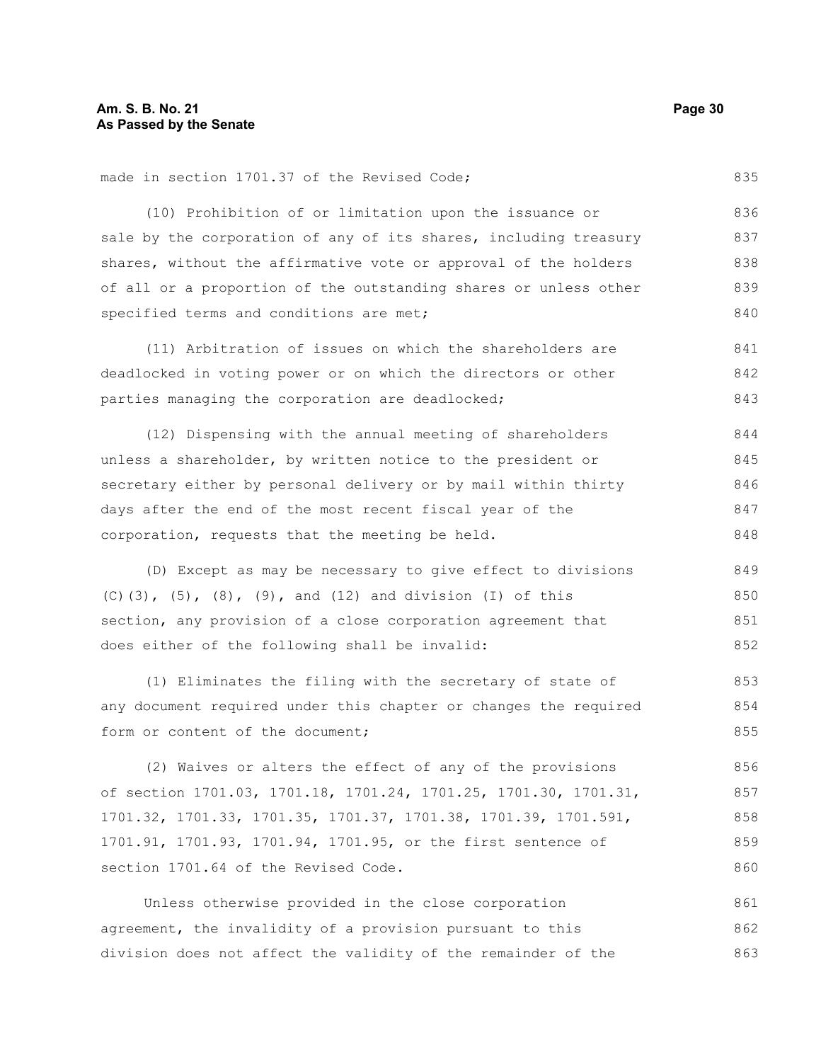made in section 1701.37 of the Revised Code;

(10) Prohibition of or limitation upon the issuance or sale by the corporation of any of its shares, including treasury shares, without the affirmative vote or approval of the holders of all or a proportion of the outstanding shares or unless other specified terms and conditions are met;

(11) Arbitration of issues on which the shareholders are deadlocked in voting power or on which the directors or other parties managing the corporation are deadlocked;

(12) Dispensing with the annual meeting of shareholders unless a shareholder, by written notice to the president or secretary either by personal delivery or by mail within thirty days after the end of the most recent fiscal year of the corporation, requests that the meeting be held.

(D) Except as may be necessary to give effect to divisions (C)(3), (5), (8), (9), and (12) and division (I) of this section, any provision of a close corporation agreement that does either of the following shall be invalid:

(1) Eliminates the filing with the secretary of state of any document required under this chapter or changes the required form or content of the document;

(2) Waives or alters the effect of any of the provisions of section 1701.03, 1701.18, 1701.24, 1701.25, 1701.30, 1701.31, 1701.32, 1701.33, 1701.35, 1701.37, 1701.38, 1701.39, 1701.591, 1701.91, 1701.93, 1701.94, 1701.95, or the first sentence of section 1701.64 of the Revised Code.

Unless otherwise provided in the close corporation agreement, the invalidity of a provision pursuant to this division does not affect the validity of the remainder of the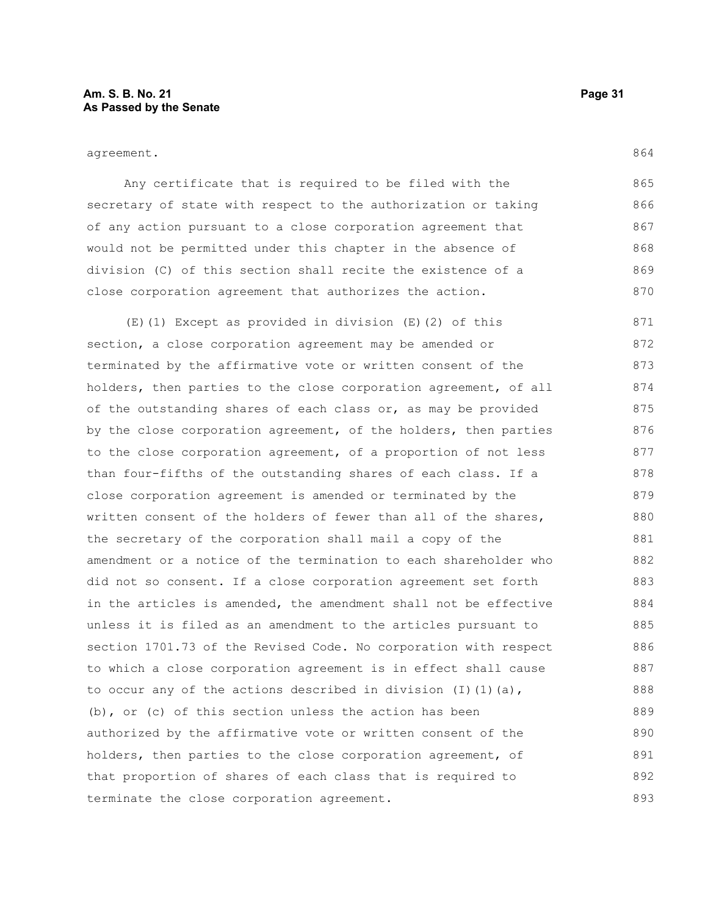agreement.

Any certificate that is required to be filed with the secretary of state with respect to the authorization or taking of any action pursuant to a close corporation agreement that would not be permitted under this chapter in the absence of division (C) of this section shall recite the existence of a close corporation agreement that authorizes the action.

(E)(1) Except as provided in division (E)(2) of this section, a close corporation agreement may be amended or terminated by the affirmative vote or written consent of the holders, then parties to the close corporation agreement, of all of the outstanding shares of each class or, as may be provided by the close corporation agreement, of the holders, then parties to the close corporation agreement, of a proportion of not less than four-fifths of the outstanding shares of each class. If a close corporation agreement is amended or terminated by the written consent of the holders of fewer than all of the shares, the secretary of the corporation shall mail a copy of the amendment or a notice of the termination to each shareholder who did not so consent. If a close corporation agreement set forth in the articles is amended, the amendment shall not be effective unless it is filed as an amendment to the articles pursuant to section 1701.73 of the Revised Code. No corporation with respect to which a close corporation agreement is in effect shall cause to occur any of the actions described in division (I)(1)(a), (b), or (c) of this section unless the action has been authorized by the affirmative vote or written consent of the holders, then parties to the close corporation agreement, of that proportion of shares of each class that is required to terminate the close corporation agreement.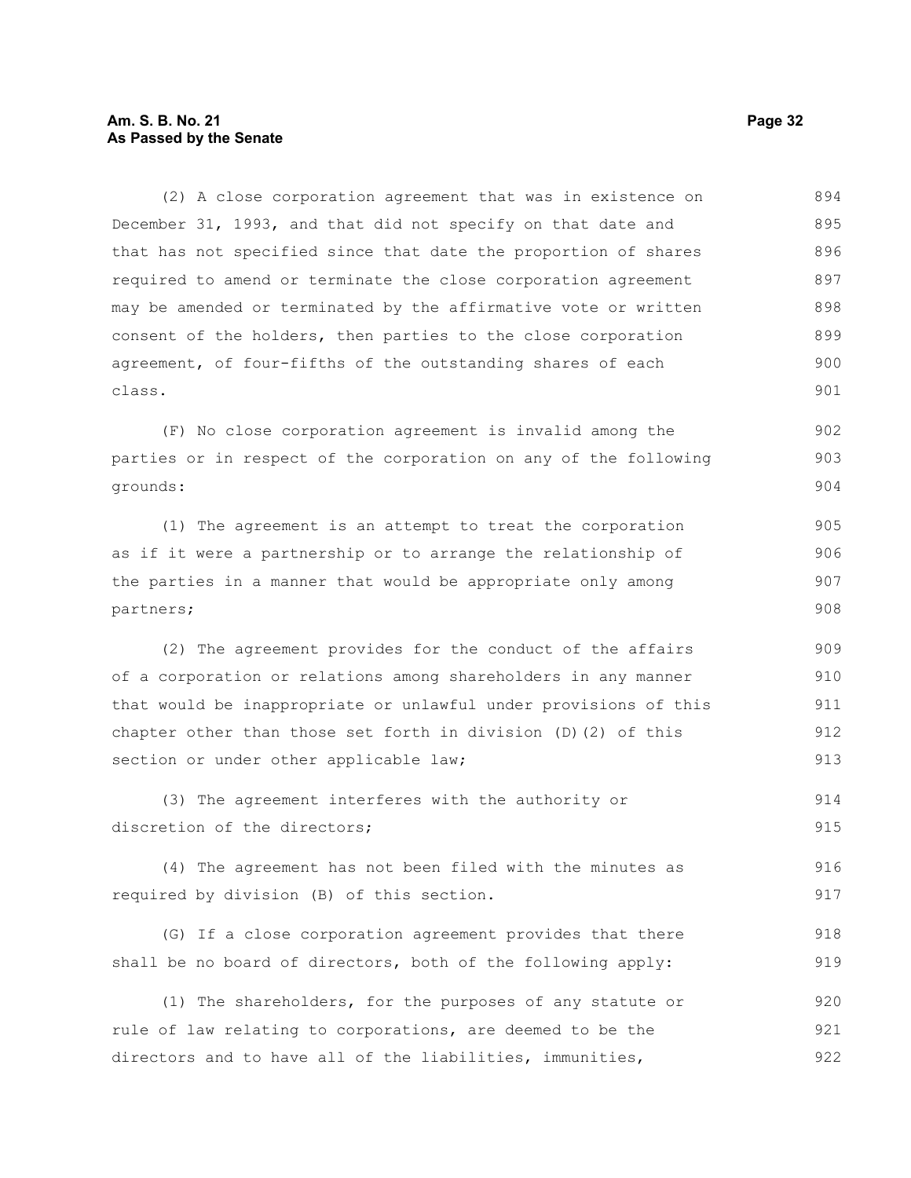(2) A close corporation agreement that was in existence on December 31, 1993, and that did not specify on that date and that has not specified since that date the proportion of shares required to amend or terminate the close corporation agreement may be amended or terminated by the affirmative vote or written consent of the holders, then parties to the close corporation agreement, of four-fifths of the outstanding shares of each class.

(F) No close corporation agreement is invalid among the parties or in respect of the corporation on any of the following grounds:

(1) The agreement is an attempt to treat the corporation as if it were a partnership or to arrange the relationship of the parties in a manner that would be appropriate only among partners;

(2) The agreement provides for the conduct of the affairs of a corporation or relations among shareholders in any manner that would be inappropriate or unlawful under provisions of this chapter other than those set forth in division (D)(2) of this section or under other applicable law;

(3) The agreement interferes with the authority or discretion of the directors;

(4) The agreement has not been filed with the minutes as required by division (B) of this section.

(G) If a close corporation agreement provides that there shall be no board of directors, both of the following apply:

(1) The shareholders, for the purposes of any statute or rule of law relating to corporations, are deemed to be the directors and to have all of the liabilities, immunities,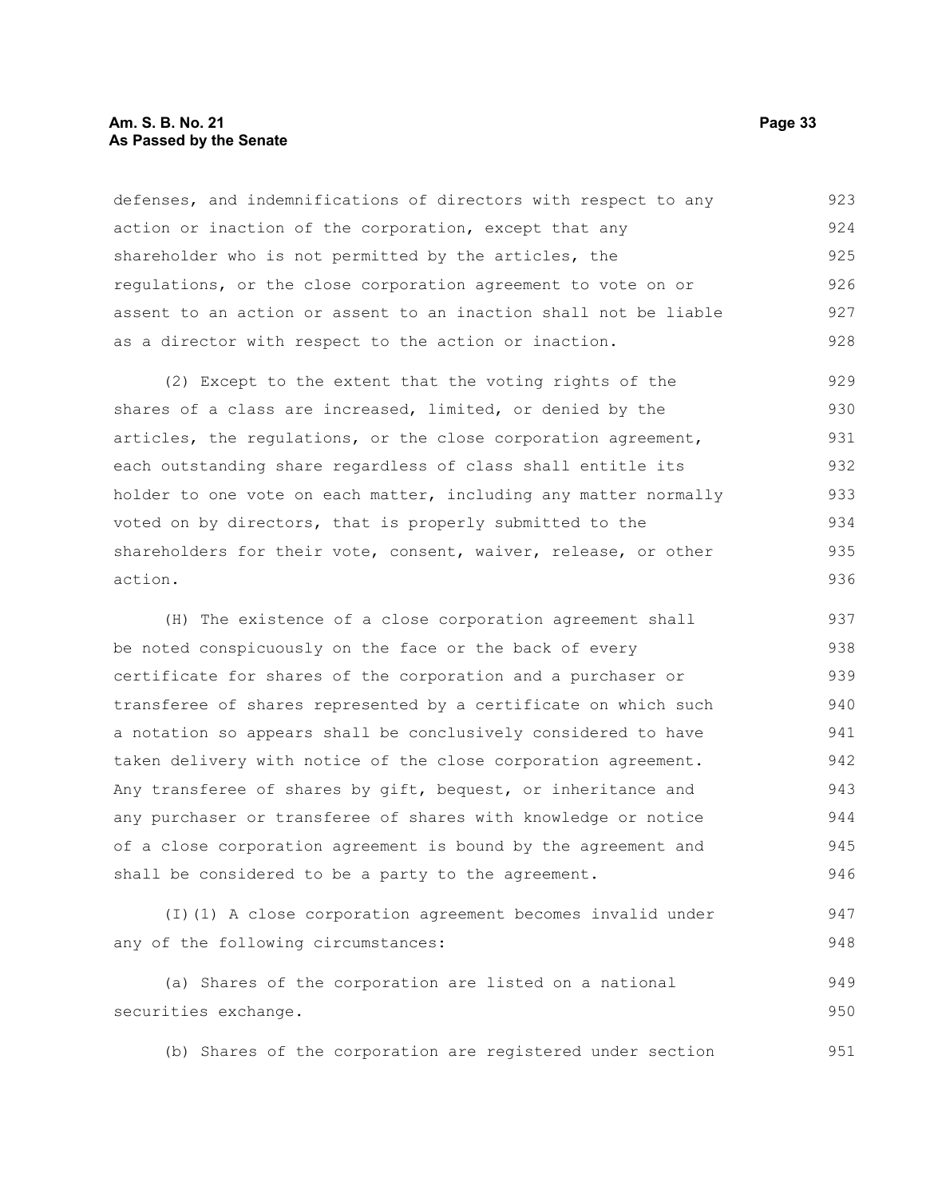defenses, and indemnifications of directors with respect to any action or inaction of the corporation, except that any shareholder who is not permitted by the articles, the regulations, or the close corporation agreement to vote on or assent to an action or assent to an inaction shall not be liable as a director with respect to the action or inaction.

(2) Except to the extent that the voting rights of the shares of a class are increased, limited, or denied by the articles, the regulations, or the close corporation agreement, each outstanding share regardless of class shall entitle its holder to one vote on each matter, including any matter normally voted on by directors, that is properly submitted to the shareholders for their vote, consent, waiver, release, or other action.

(H) The existence of a close corporation agreement shall be noted conspicuously on the face or the back of every certificate for shares of the corporation and a purchaser or transferee of shares represented by a certificate on which such a notation so appears shall be conclusively considered to have taken delivery with notice of the close corporation agreement. Any transferee of shares by gift, bequest, or inheritance and any purchaser or transferee of shares with knowledge or notice of a close corporation agreement is bound by the agreement and shall be considered to be a party to the agreement.

(I)(1) A close corporation agreement becomes invalid under any of the following circumstances:

(a) Shares of the corporation are listed on a national securities exchange.

(b) Shares of the corporation are registered under section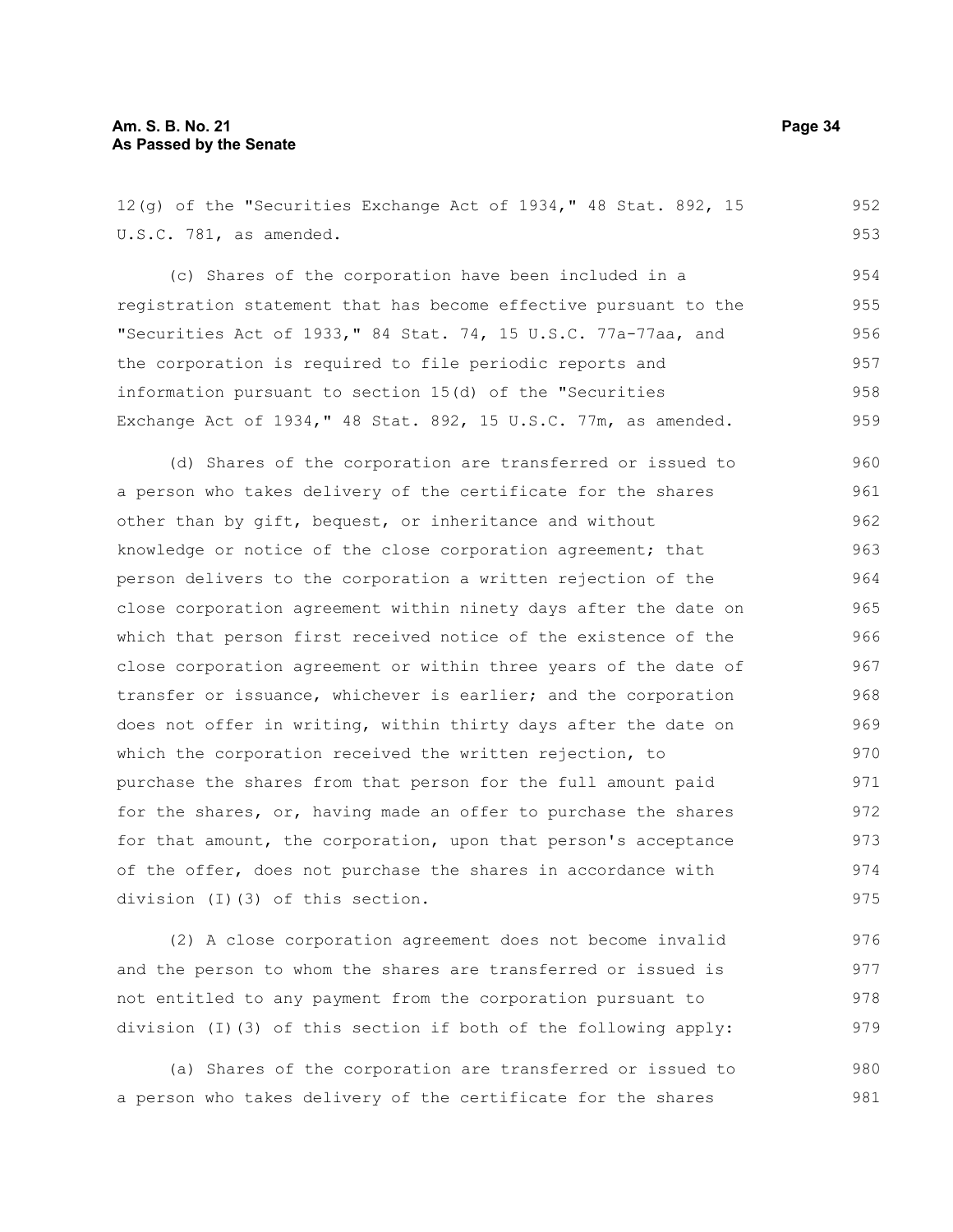12(g) of the "Securities Exchange Act of 1934," 48 Stat. 892, 15 U.S.C. 781, as amended.

(c) Shares of the corporation have been included in a registration statement that has become effective pursuant to the "Securities Act of 1933," 84 Stat. 74, 15 U.S.C. 77a-77aa, and the corporation is required to file periodic reports and information pursuant to section 15(d) of the "Securities Exchange Act of 1934," 48 Stat. 892, 15 U.S.C. 77m, as amended.

(d) Shares of the corporation are transferred or issued to a person who takes delivery of the certificate for the shares other than by gift, bequest, or inheritance and without knowledge or notice of the close corporation agreement; that person delivers to the corporation a written rejection of the close corporation agreement within ninety days after the date on which that person first received notice of the existence of the close corporation agreement or within three years of the date of transfer or issuance, whichever is earlier; and the corporation does not offer in writing, within thirty days after the date on which the corporation received the written rejection, to purchase the shares from that person for the full amount paid for the shares, or, having made an offer to purchase the shares for that amount, the corporation, upon that person's acceptance of the offer, does not purchase the shares in accordance with division (I)(3) of this section.

(2) A close corporation agreement does not become invalid and the person to whom the shares are transferred or issued is not entitled to any payment from the corporation pursuant to division (I)(3) of this section if both of the following apply:

(a) Shares of the corporation are transferred or issued to a person who takes delivery of the certificate for the shares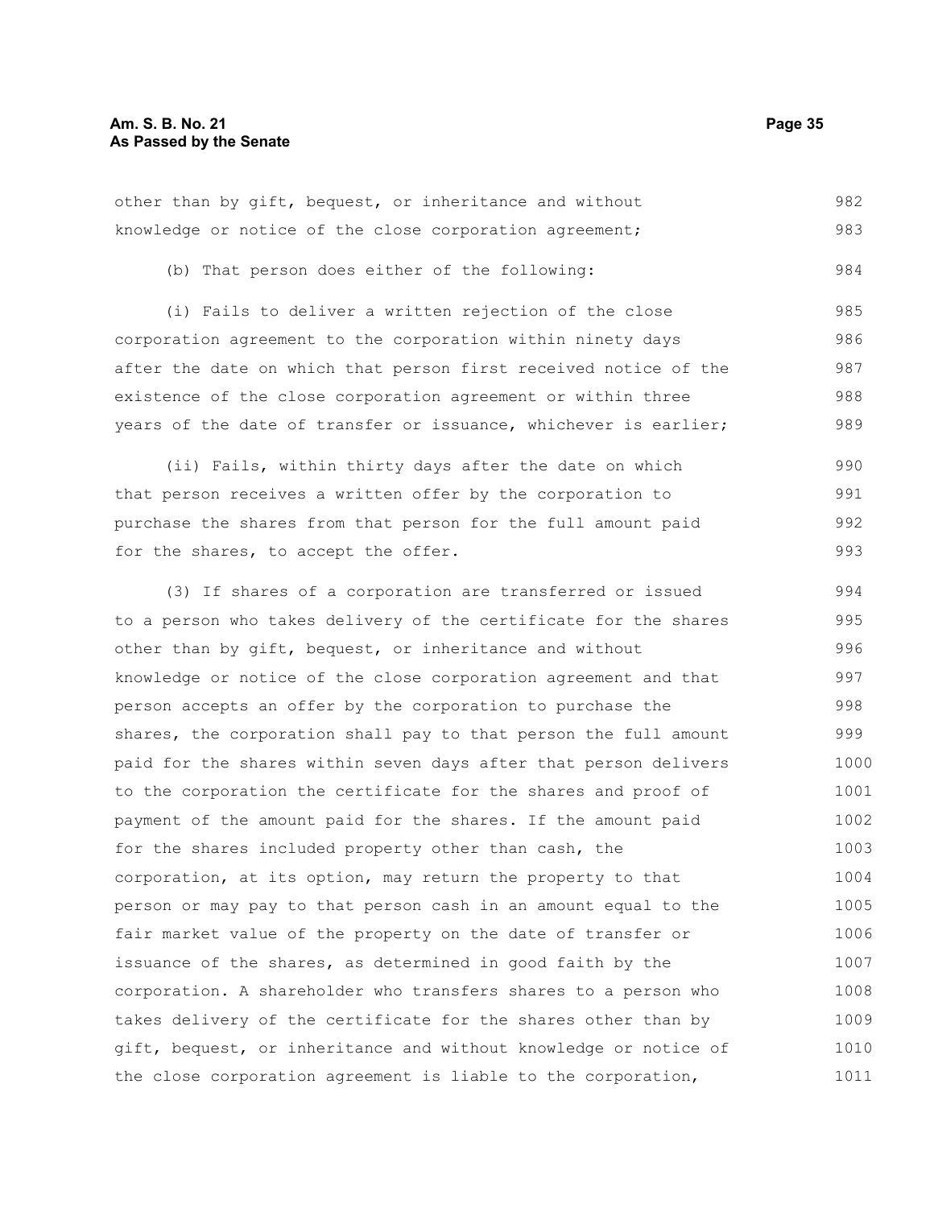other than by gift, bequest, or inheritance and without knowledge or notice of the close corporation agreement;

(b) That person does either of the following:

(i) Fails to deliver a written rejection of the close corporation agreement to the corporation within ninety days after the date on which that person first received notice of the existence of the close corporation agreement or within three years of the date of transfer or issuance, whichever is earlier;

(ii) Fails, within thirty days after the date on which that person receives a written offer by the corporation to purchase the shares from that person for the full amount paid for the shares, to accept the offer.

(3) If shares of a corporation are transferred or issued to a person who takes delivery of the certificate for the shares other than by gift, bequest, or inheritance and without knowledge or notice of the close corporation agreement and that person accepts an offer by the corporation to purchase the shares, the corporation shall pay to that person the full amount paid for the shares within seven days after that person delivers to the corporation the certificate for the shares and proof of payment of the amount paid for the shares. If the amount paid for the shares included property other than cash, the corporation, at its option, may return the property to that person or may pay to that person cash in an amount equal to the fair market value of the property on the date of transfer or issuance of the shares, as determined in good faith by the corporation. A shareholder who transfers shares to a person who takes delivery of the certificate for the shares other than by gift, bequest, or inheritance and without knowledge or notice of the close corporation agreement is liable to the corporation,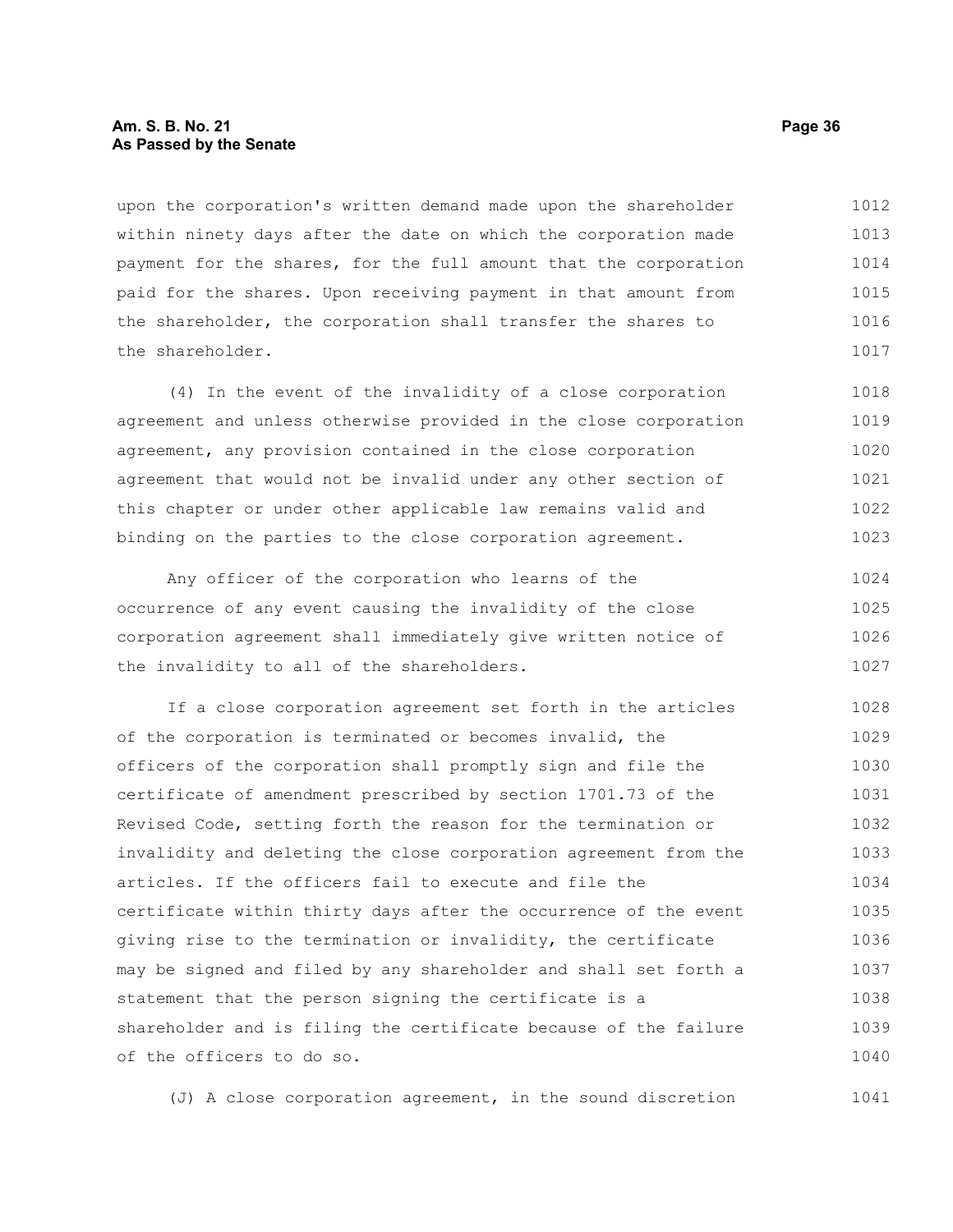upon the corporation's written demand made upon the shareholder within ninety days after the date on which the corporation made payment for the shares, for the full amount that the corporation paid for the shares. Upon receiving payment in that amount from the shareholder, the corporation shall transfer the shares to the shareholder.

(4) In the event of the invalidity of a close corporation agreement and unless otherwise provided in the close corporation agreement, any provision contained in the close corporation agreement that would not be invalid under any other section of this chapter or under other applicable law remains valid and binding on the parties to the close corporation agreement.

Any officer of the corporation who learns of the occurrence of any event causing the invalidity of the close corporation agreement shall immediately give written notice of the invalidity to all of the shareholders.

If a close corporation agreement set forth in the articles of the corporation is terminated or becomes invalid, the officers of the corporation shall promptly sign and file the certificate of amendment prescribed by section 1701.73 of the Revised Code, setting forth the reason for the termination or invalidity and deleting the close corporation agreement from the articles. If the officers fail to execute and file the certificate within thirty days after the occurrence of the event giving rise to the termination or invalidity, the certificate may be signed and filed by any shareholder and shall set forth a statement that the person signing the certificate is a shareholder and is filing the certificate because of the failure of the officers to do so.

(J) A close corporation agreement, in the sound discretion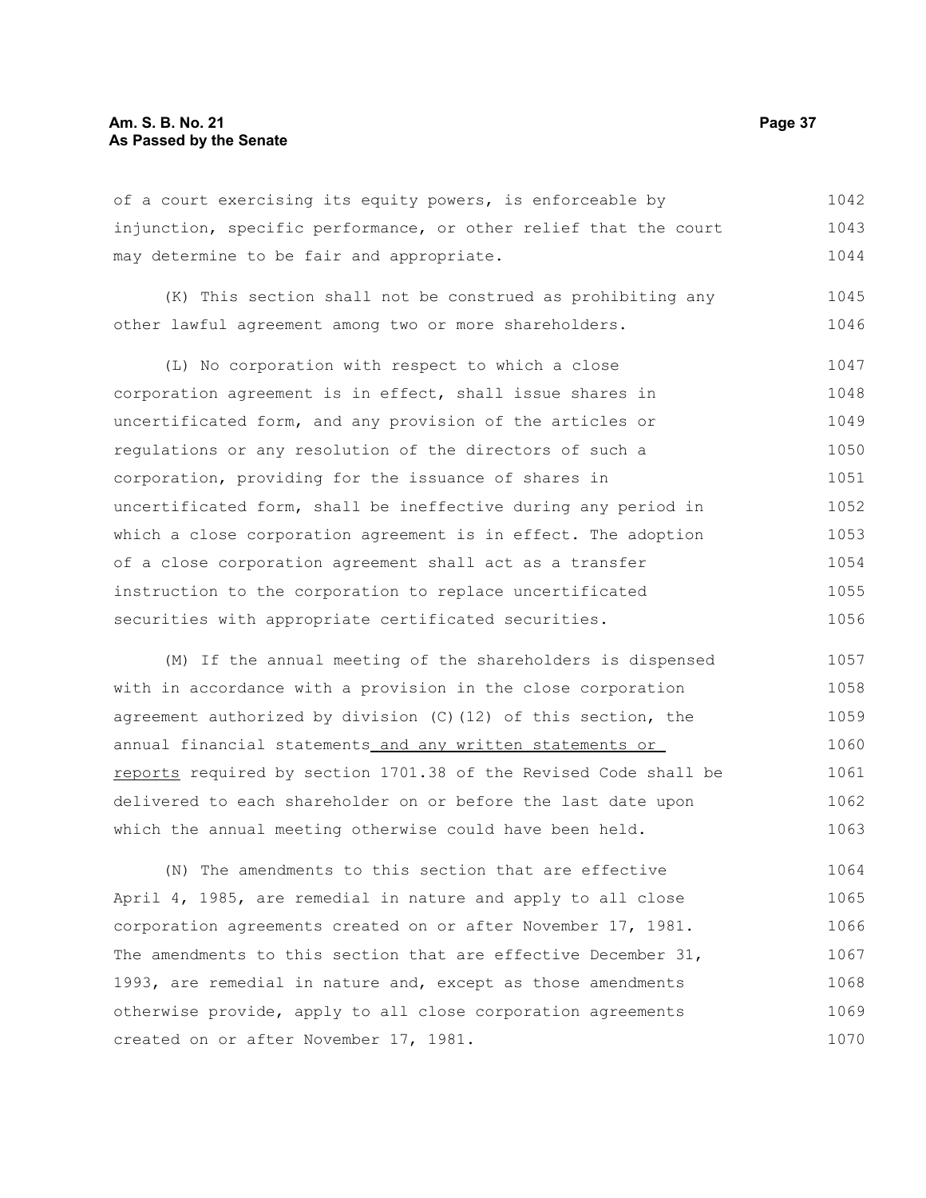of a court exercising its equity powers, is enforceable by injunction, specific performance, or other relief that the court may determine to be fair and appropriate.

(K) This section shall not be construed as prohibiting any other lawful agreement among two or more shareholders.

(L) No corporation with respect to which a close corporation agreement is in effect, shall issue shares in uncertificated form, and any provision of the articles or regulations or any resolution of the directors of such a corporation, providing for the issuance of shares in uncertificated form, shall be ineffective during any period in which a close corporation agreement is in effect. The adoption of a close corporation agreement shall act as a transfer instruction to the corporation to replace uncertificated securities with appropriate certificated securities.

(M) If the annual meeting of the shareholders is dispensed with in accordance with a provision in the close corporation agreement authorized by division (C)(12) of this section, the annual financial statements and any written statements or reports required by section 1701.38 of the Revised Code shall be delivered to each shareholder on or before the last date upon which the annual meeting otherwise could have been held.

(N) The amendments to this section that are effective April 4, 1985, are remedial in nature and apply to all close corporation agreements created on or after November 17, 1981. The amendments to this section that are effective December 31, 1993, are remedial in nature and, except as those amendments otherwise provide, apply to all close corporation agreements created on or after November 17, 1981.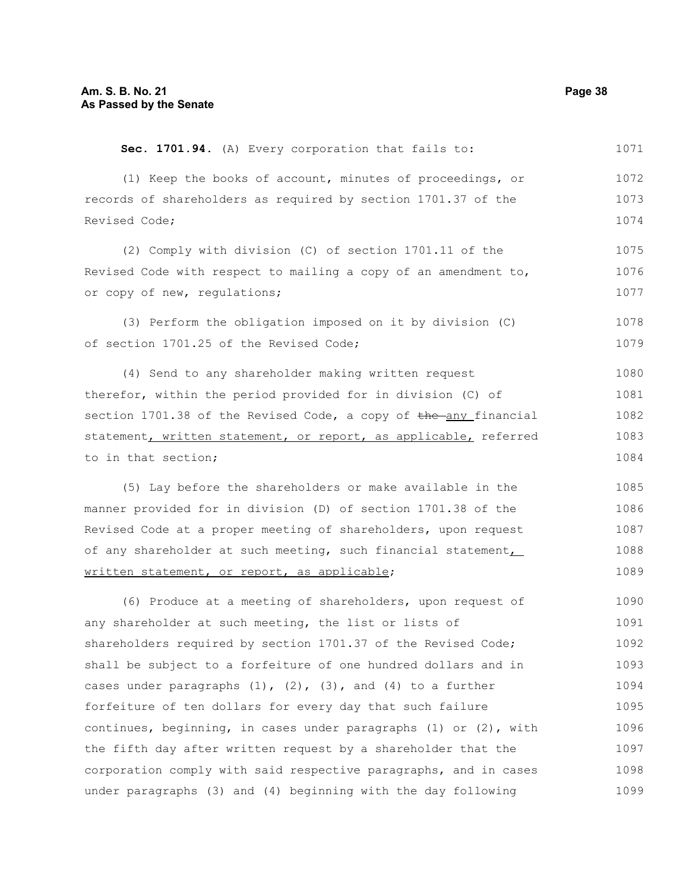**Sec. 1701.94.** (A) Every corporation that fails to:

(1) Keep the books of account, minutes of proceedings, or records of shareholders as required by section 1701.37 of the Revised Code;

(2) Comply with division (C) of section 1701.11 of the Revised Code with respect to mailing a copy of an amendment to, or copy of new, regulations;

(3) Perform the obligation imposed on it by division (C) of section 1701.25 of the Revised Code;

(4) Send to any shareholder making written request therefor, within the period provided for in division (C) of section 1701.38 of the Revised Code, a copy of ~~the~~ any financial statement, written statement, or report, as applicable, referred to in that section;

(5) Lay before the shareholders or make available in the manner provided for in division (D) of section 1701.38 of the Revised Code at a proper meeting of shareholders, upon request of any shareholder at such meeting, such financial statement, written statement, or report, as applicable;

(6) Produce at a meeting of shareholders, upon request of any shareholder at such meeting, the list or lists of shareholders required by section 1701.37 of the Revised Code; shall be subject to a forfeiture of one hundred dollars and in cases under paragraphs (1), (2), (3), and (4) to a further forfeiture of ten dollars for every day that such failure continues, beginning, in cases under paragraphs (1) or (2), with the fifth day after written request by a shareholder that the corporation comply with said respective paragraphs, and in cases under paragraphs (3) and (4) beginning with the day following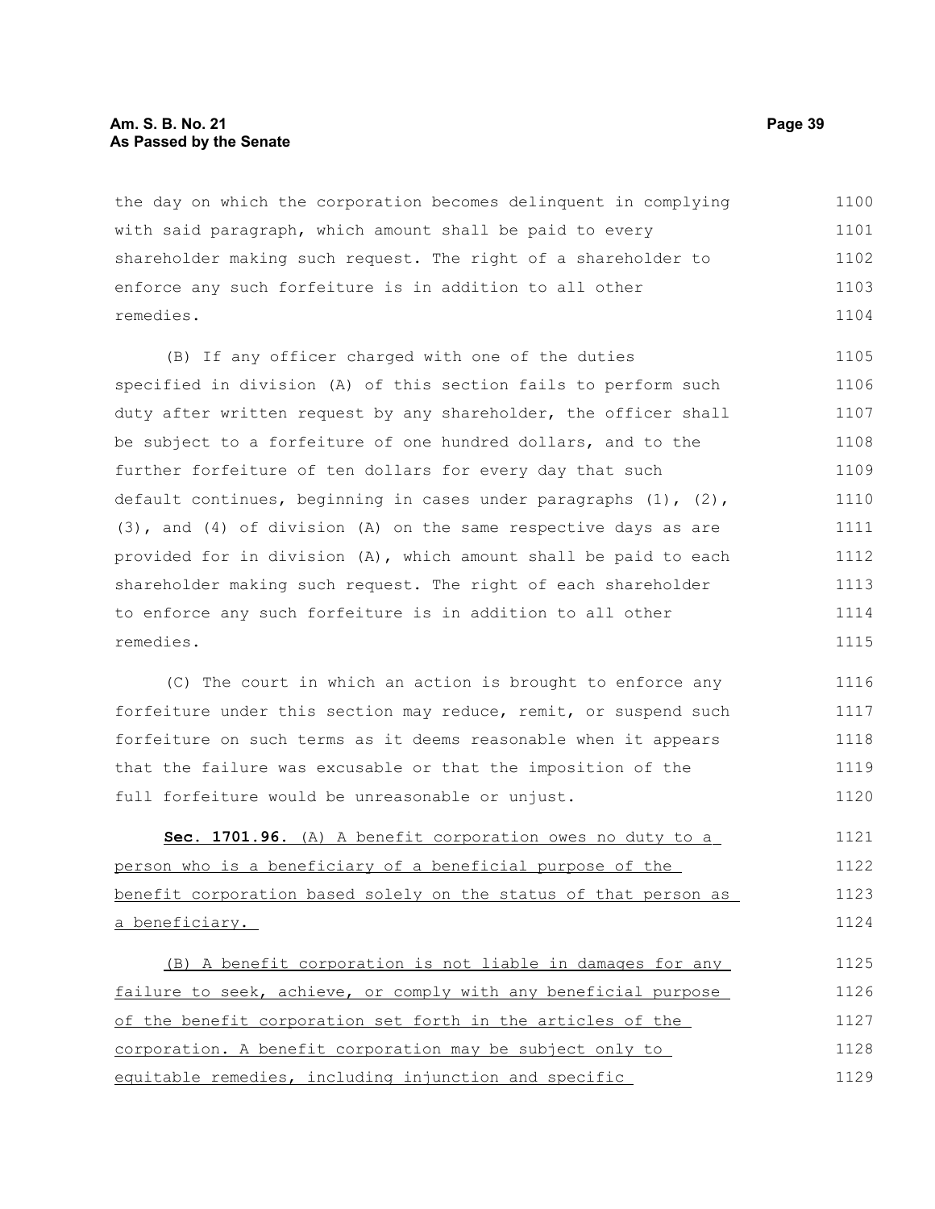the day on which the corporation becomes delinquent in complying with said paragraph, which amount shall be paid to every shareholder making such request. The right of a shareholder to enforce any such forfeiture is in addition to all other remedies.

(B) If any officer charged with one of the duties specified in division (A) of this section fails to perform such duty after written request by any shareholder, the officer shall be subject to a forfeiture of one hundred dollars, and to the further forfeiture of ten dollars for every day that such default continues, beginning in cases under paragraphs (1), (2), (3), and (4) of division (A) on the same respective days as are provided for in division (A), which amount shall be paid to each shareholder making such request. The right of each shareholder to enforce any such forfeiture is in addition to all other remedies.

(C) The court in which an action is brought to enforce any forfeiture under this section may reduce, remit, or suspend such forfeiture on such terms as it deems reasonable when it appears that the failure was excusable or that the imposition of the full forfeiture would be unreasonable or unjust.

**Sec. 1701.96.** (A) A benefit corporation owes no duty to a person who is a beneficiary of a beneficial purpose of the benefit corporation based solely on the status of that person as a beneficiary.

(B) A benefit corporation is not liable in damages for any failure to seek, achieve, or comply with any beneficial purpose of the benefit corporation set forth in the articles of the corporation. A benefit corporation may be subject only to equitable remedies, including injunction and specific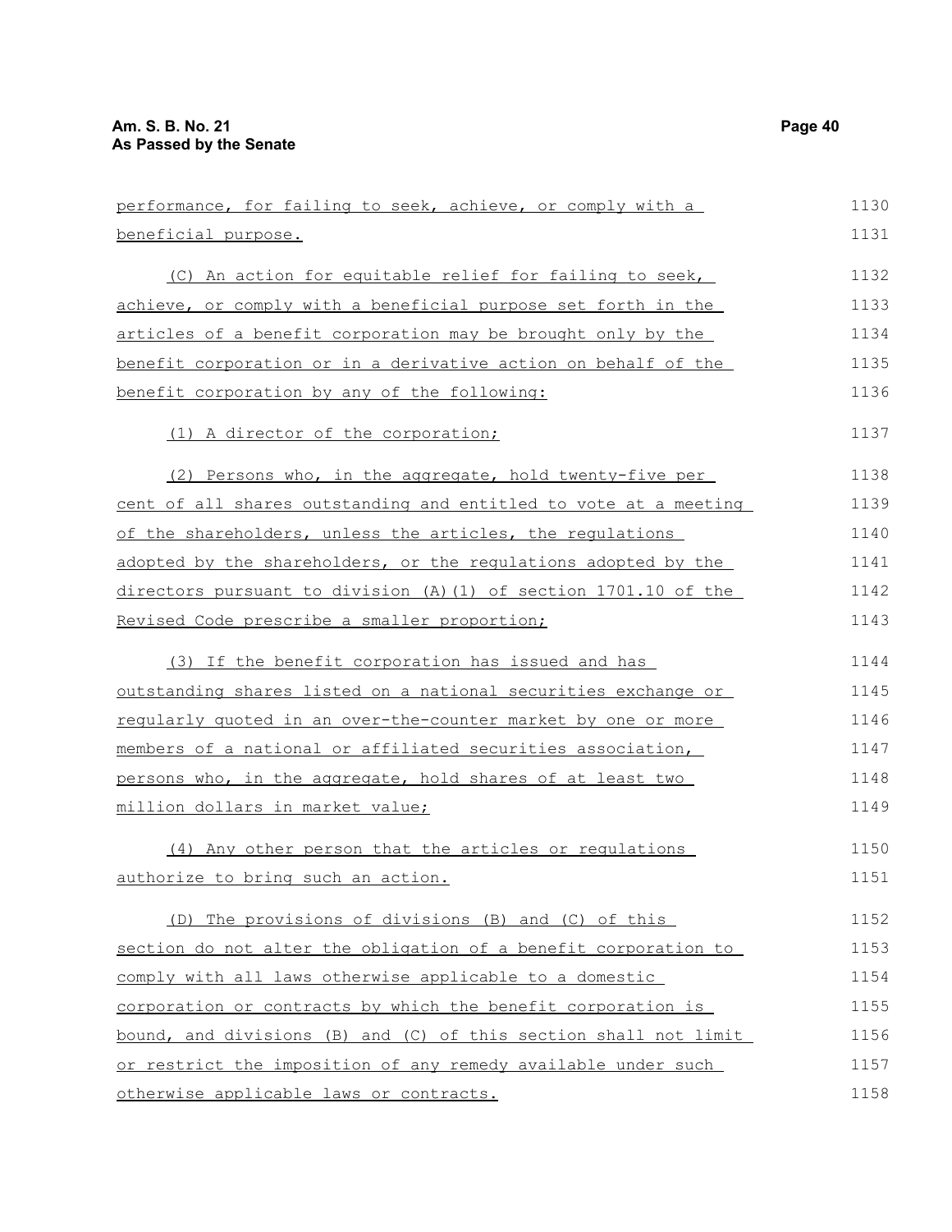performance, for failing to seek, achieve, or comply with a beneficial purpose.

(C) An action for equitable relief for failing to seek, achieve, or comply with a beneficial purpose set forth in the articles of a benefit corporation may be brought only by the benefit corporation or in a derivative action on behalf of the benefit corporation by any of the following:

(1) A director of the corporation;

(2) Persons who, in the aggregate, hold twenty-five per cent of all shares outstanding and entitled to vote at a meeting of the shareholders, unless the articles, the regulations adopted by the shareholders, or the regulations adopted by the directors pursuant to division (A)(1) of section 1701.10 of the Revised Code prescribe a smaller proportion;

(3) If the benefit corporation has issued and has outstanding shares listed on a national securities exchange or regularly quoted in an over-the-counter market by one or more members of a national or affiliated securities association, persons who, in the aggregate, hold shares of at least two million dollars in market value;

(4) Any other person that the articles or regulations authorize to bring such an action.

(D) The provisions of divisions (B) and (C) of this section do not alter the obligation of a benefit corporation to comply with all laws otherwise applicable to a domestic corporation or contracts by which the benefit corporation is bound, and divisions (B) and (C) of this section shall not limit or restrict the imposition of any remedy available under such otherwise applicable laws or contracts.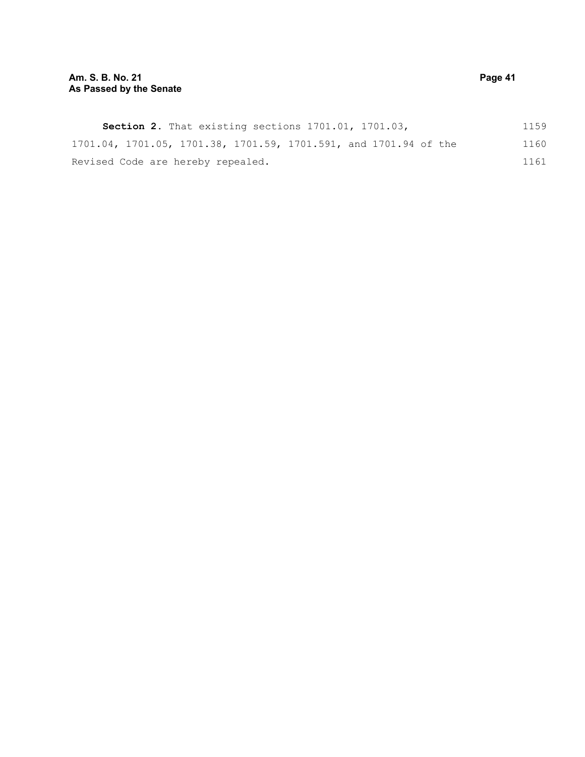**Section 2.** That existing sections 1701.01, 1701.03, 1701.04, 1701.05, 1701.38, 1701.59, 1701.591, and 1701.94 of the Revised Code are hereby repealed.